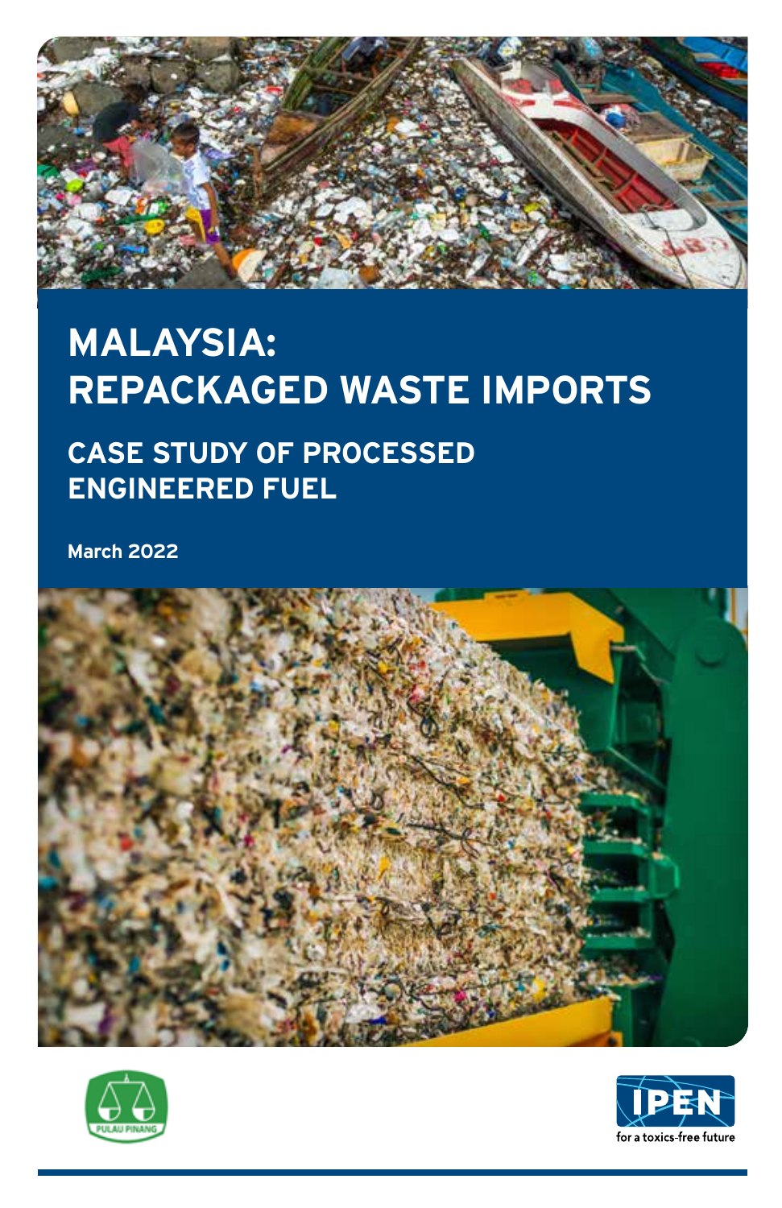# MALAYSIA: REPACKAGED WASTE IMPORTS

## CASE STUDY OF PROCESSED ENGINEERED FUEL

March 2022

PULAU PINANG

IPEN

for a toxics-free future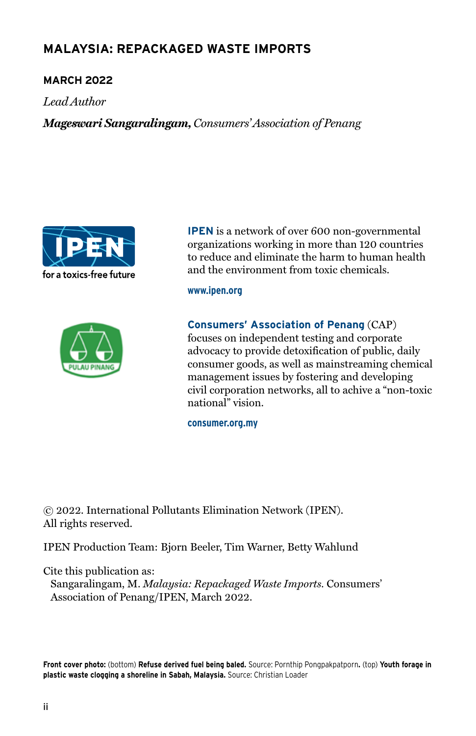# MALAYSIA: REPACKAGED WASTE IMPORTS

**MARCH 2022**

*Lead Author*

***Mageswari Sangaralingam,*** *Consumers' Association of Penang*

**IPEN** is a network of over 600 non-governmental organizations working in more than 120 countries to reduce and eliminate the harm to human health and the environment from toxic chemicals.

**www.ipen.org**

**Consumers' Association of Penang** (CAP) focuses on independent testing and corporate advocacy to provide detoxification of public, daily consumer goods, as well as mainstreaming chemical management issues by fostering and developing civil corporation networks, all to achive a "non-toxic national" vision.

**consumer.org.my**

© 2022. International Pollutants Elimination Network (IPEN). All rights reserved.

IPEN Production Team: Bjorn Beeler, Tim Warner, Betty Wahlund

Cite this publication as:
Sangaralingam, M. *Malaysia: Repackaged Waste Imports.* Consumers' Association of Penang/IPEN, March 2022.

**Front cover photo:** (bottom) **Refuse derived fuel being baled.** Source: Pornthip Pongpakpatporn**.** (top) **Youth forage in plastic waste clogging a shoreline in Sabah, Malaysia.** Source: Christian Loader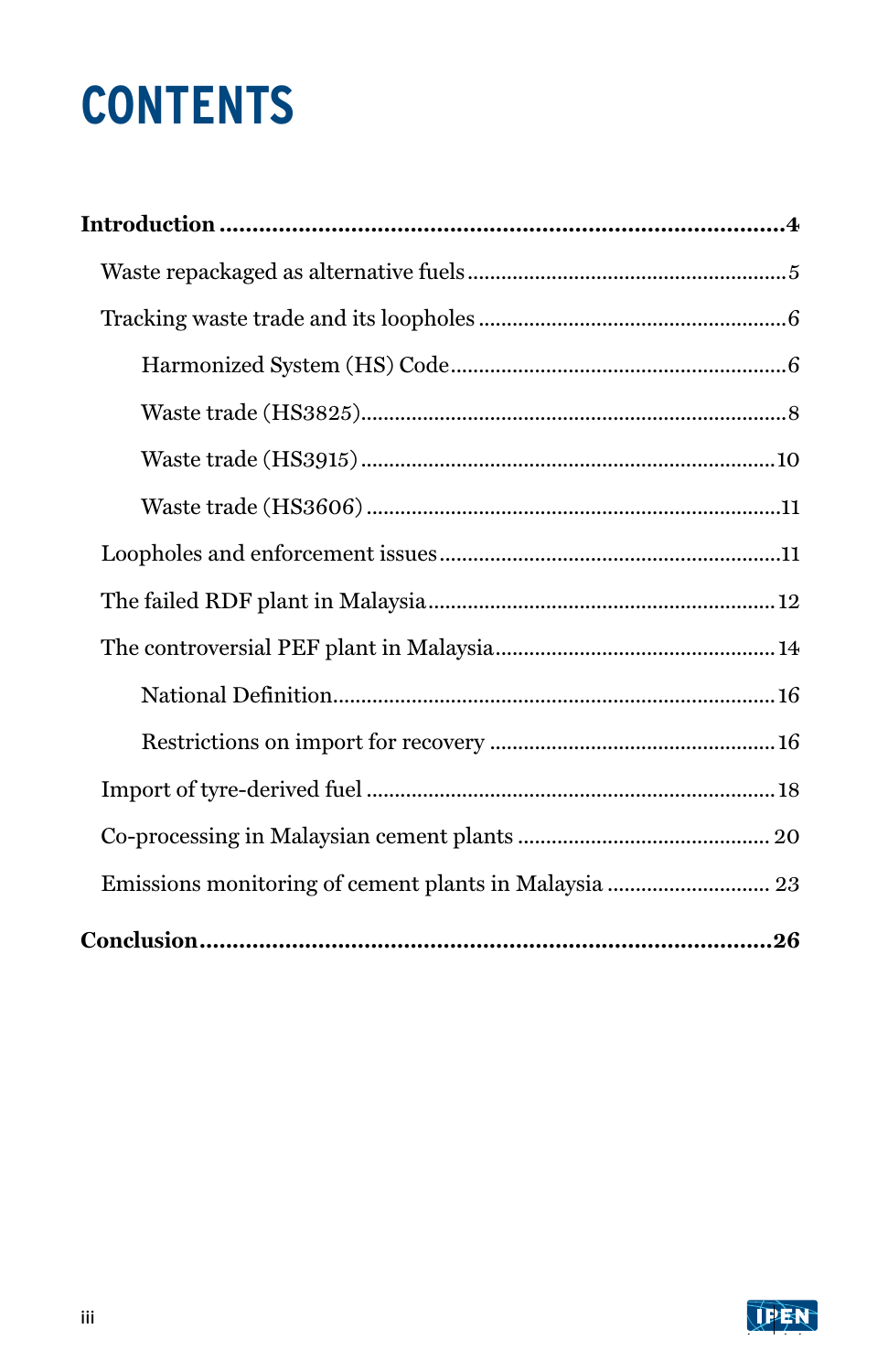# CONTENTS

**Introduction** ........................................................................ **4**

- Waste repackaged as alternative fuels ........................................ 5
- Tracking waste trade and its loopholes ...................................... 6
  - Harmonized System (HS) Code .............................................. 6
  - Waste trade (HS3825) ............................................................ 8
  - Waste trade (HS3915) ............................................................ 10
  - Waste trade (HS3606) ............................................................ 11
- Loopholes and enforcement issues ............................................ 11
- The failed RDF plant in Malaysia ............................................... 12
- The controversial PEF plant in Malaysia .................................... 14
  - National Definition ............................................................... 16
  - Restrictions on import for recovery ..................................... 16
- Import of tyre-derived fuel ......................................................... 18
- Co-processing in Malaysian cement plants ................................ 20
- Emissions monitoring of cement plants in Malaysia .................. 23

**Conclusion** ........................................................................ **26**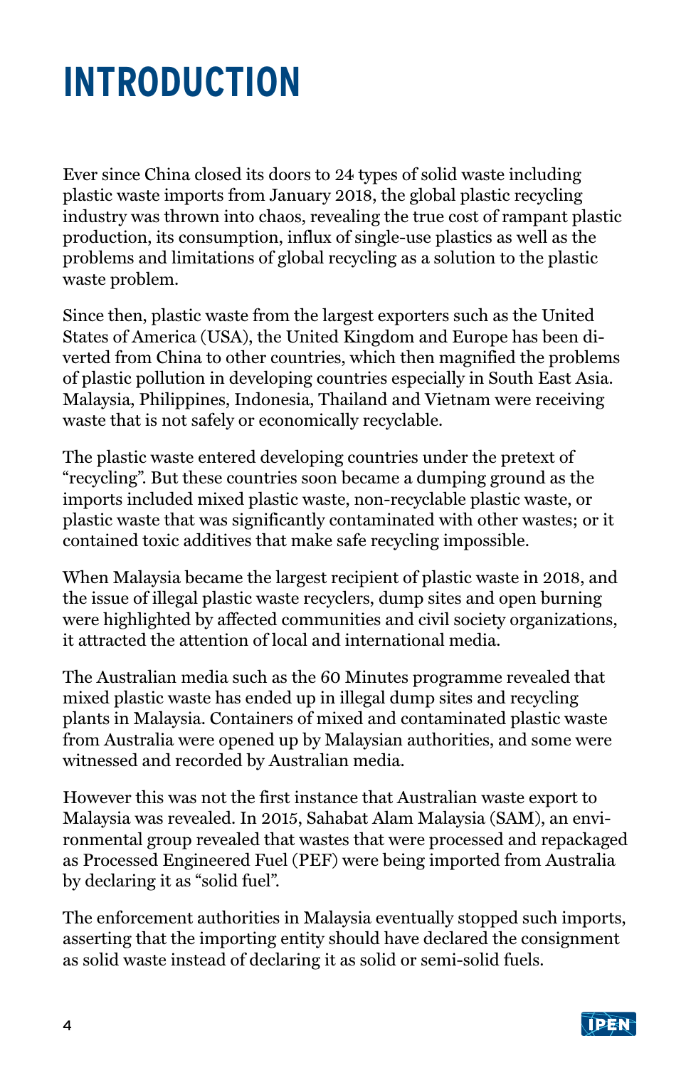# INTRODUCTION

Ever since China closed its doors to 24 types of solid waste including plastic waste imports from January 2018, the global plastic recycling industry was thrown into chaos, revealing the true cost of rampant plastic production, its consumption, influx of single-use plastics as well as the problems and limitations of global recycling as a solution to the plastic waste problem.

Since then, plastic waste from the largest exporters such as the United States of America (USA), the United Kingdom and Europe has been diverted from China to other countries, which then magnified the problems of plastic pollution in developing countries especially in South East Asia. Malaysia, Philippines, Indonesia, Thailand and Vietnam were receiving waste that is not safely or economically recyclable.

The plastic waste entered developing countries under the pretext of "recycling". But these countries soon became a dumping ground as the imports included mixed plastic waste, non-recyclable plastic waste, or plastic waste that was significantly contaminated with other wastes; or it contained toxic additives that make safe recycling impossible.

When Malaysia became the largest recipient of plastic waste in 2018, and the issue of illegal plastic waste recyclers, dump sites and open burning were highlighted by affected communities and civil society organizations, it attracted the attention of local and international media.

The Australian media such as the 60 Minutes programme revealed that mixed plastic waste has ended up in illegal dump sites and recycling plants in Malaysia. Containers of mixed and contaminated plastic waste from Australia were opened up by Malaysian authorities, and some were witnessed and recorded by Australian media.

However this was not the first instance that Australian waste export to Malaysia was revealed. In 2015, Sahabat Alam Malaysia (SAM), an environmental group revealed that wastes that were processed and repackaged as Processed Engineered Fuel (PEF) were being imported from Australia by declaring it as "solid fuel".

The enforcement authorities in Malaysia eventually stopped such imports, asserting that the importing entity should have declared the consignment as solid waste instead of declaring it as solid or semi-solid fuels.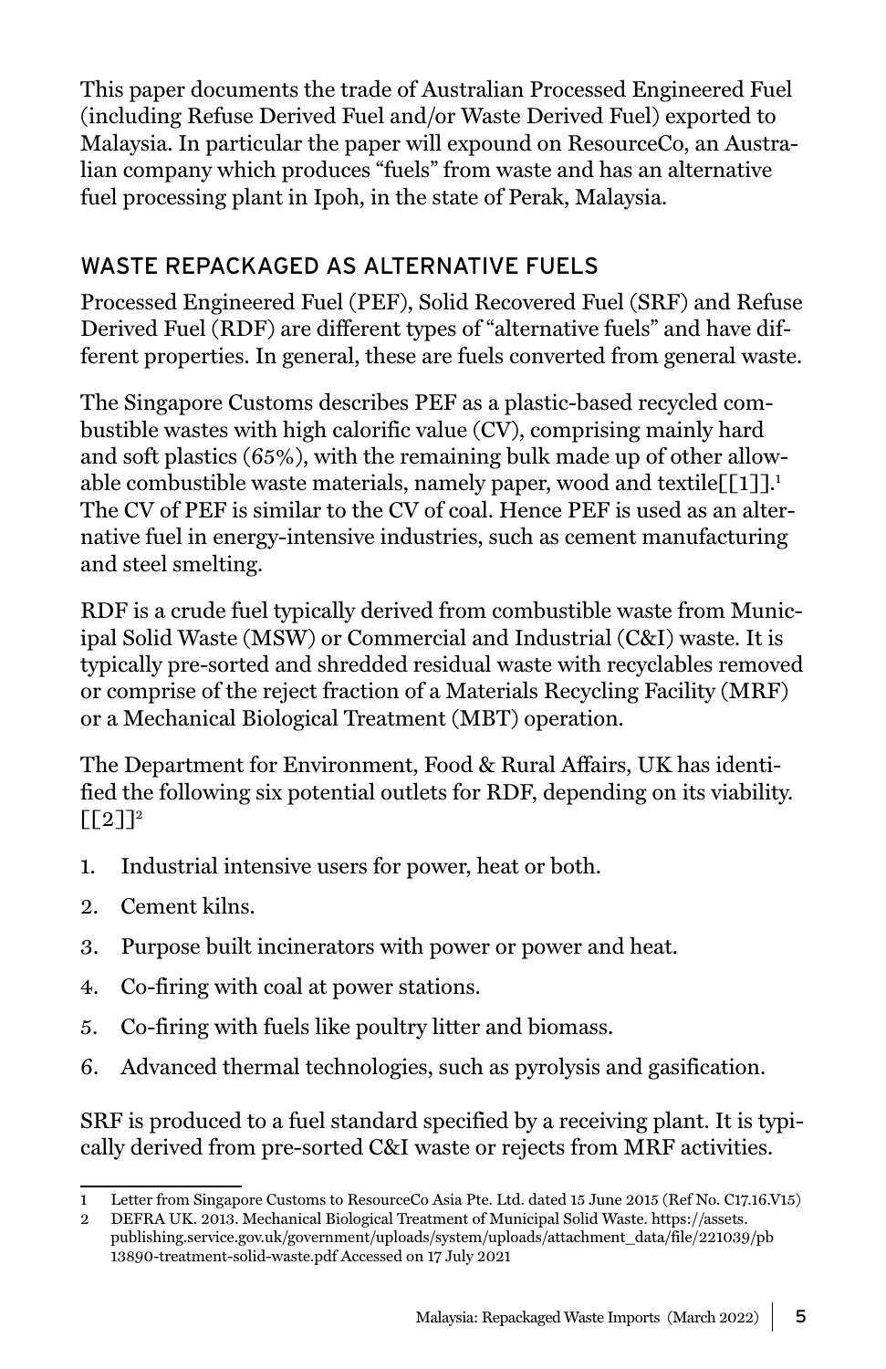This paper documents the trade of Australian Processed Engineered Fuel (including Refuse Derived Fuel and/or Waste Derived Fuel) exported to Malaysia. In particular the paper will expound on ResourceCo, an Australian company which produces "fuels" from waste and has an alternative fuel processing plant in Ipoh, in the state of Perak, Malaysia.

## WASTE REPACKAGED AS ALTERNATIVE FUELS

Processed Engineered Fuel (PEF), Solid Recovered Fuel (SRF) and Refuse Derived Fuel (RDF) are different types of "alternative fuels" and have different properties. In general, these are fuels converted from general waste.

The Singapore Customs describes PEF as a plastic-based recycled combustible wastes with high calorific value (CV), comprising mainly hard and soft plastics (65%), with the remaining bulk made up of other allowable combustible waste materials, namely paper, wood and textile[[1]].[1] The CV of PEF is similar to the CV of coal. Hence PEF is used as an alternative fuel in energy-intensive industries, such as cement manufacturing and steel smelting.

RDF is a crude fuel typically derived from combustible waste from Municipal Solid Waste (MSW) or Commercial and Industrial (C&I) waste. It is typically pre-sorted and shredded residual waste with recyclables removed or comprise of the reject fraction of a Materials Recycling Facility (MRF) or a Mechanical Biological Treatment (MBT) operation.

The Department for Environment, Food & Rural Affairs, UK has identified the following six potential outlets for RDF, depending on its viability. [[2]][2]

1. Industrial intensive users for power, heat or both.
2. Cement kilns.
3. Purpose built incinerators with power or power and heat.
4. Co-firing with coal at power stations.
5. Co-firing with fuels like poultry litter and biomass.
6. Advanced thermal technologies, such as pyrolysis and gasification.

SRF is produced to a fuel standard specified by a receiving plant. It is typically derived from pre-sorted C&I waste or rejects from MRF activities.

---

1 Letter from Singapore Customs to ResourceCo Asia Pte. Ltd. dated 15 June 2015 (Ref No. C17.16.V15)

2 DEFRA UK. 2013. Mechanical Biological Treatment of Municipal Solid Waste. https://assets.publishing.service.gov.uk/government/uploads/system/uploads/attachment_data/file/221039/pb13890-treatment-solid-waste.pdf Accessed on 17 July 2021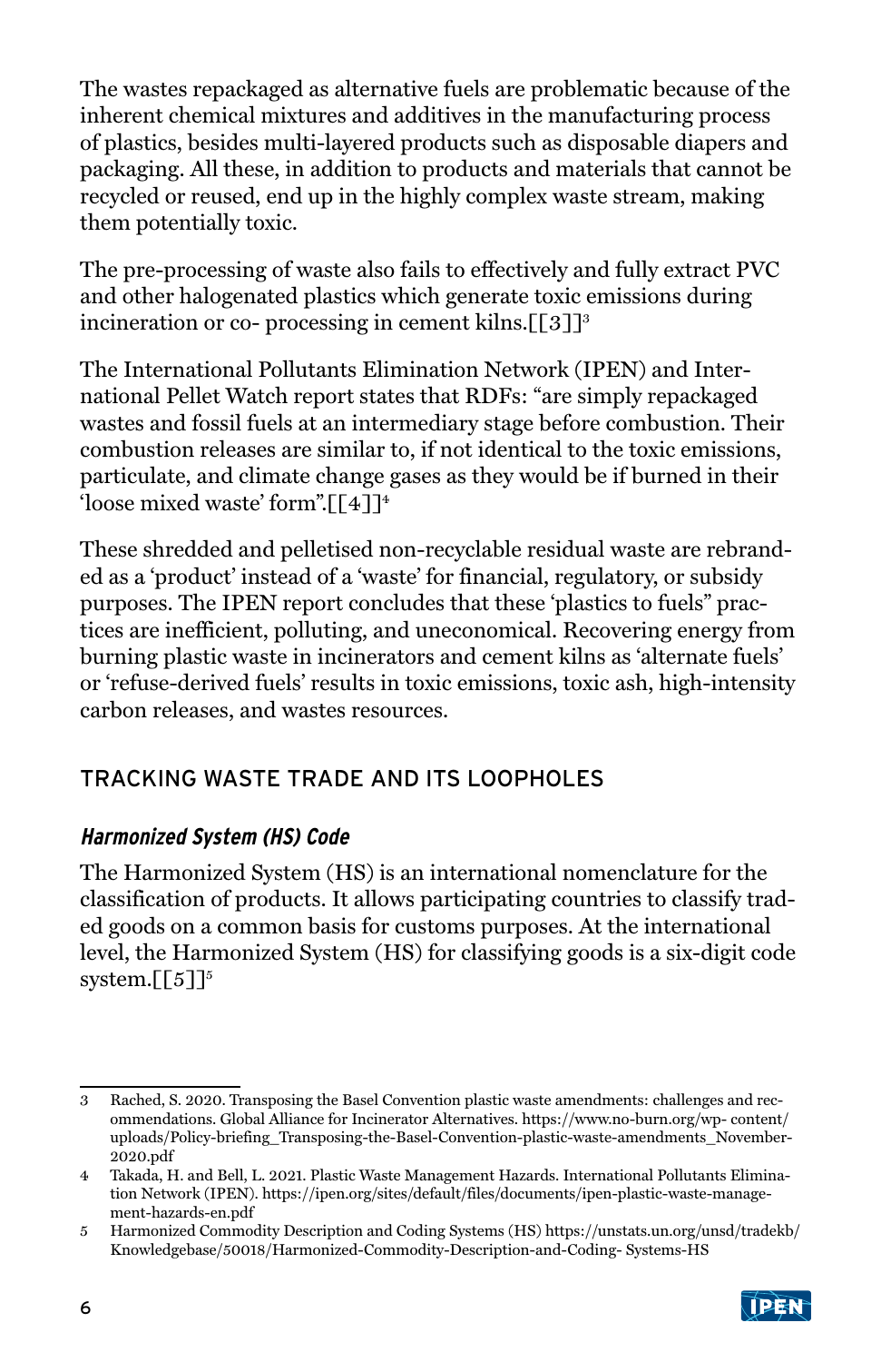The wastes repackaged as alternative fuels are problematic because of the inherent chemical mixtures and additives in the manufacturing process of plastics, besides multi-layered products such as disposable diapers and packaging. All these, in addition to products and materials that cannot be recycled or reused, end up in the highly complex waste stream, making them potentially toxic.

The pre-processing of waste also fails to effectively and fully extract PVC and other halogenated plastics which generate toxic emissions during incineration or co- processing in cement kilns.[[3]][3]

The International Pollutants Elimination Network (IPEN) and International Pellet Watch report states that RDFs: "are simply repackaged wastes and fossil fuels at an intermediary stage before combustion. Their combustion releases are similar to, if not identical to the toxic emissions, particulate, and climate change gases as they would be if burned in their 'loose mixed waste' form".[[4]][4]

These shredded and pelletised non-recyclable residual waste are rebranded as a 'product' instead of a 'waste' for financial, regulatory, or subsidy purposes. The IPEN report concludes that these 'plastics to fuels" practices are inefficient, polluting, and uneconomical. Recovering energy from burning plastic waste in incinerators and cement kilns as 'alternate fuels' or 'refuse-derived fuels' results in toxic emissions, toxic ash, high-intensity carbon releases, and wastes resources.

## TRACKING WASTE TRADE AND ITS LOOPHOLES

### *Harmonized System (HS) Code*

The Harmonized System (HS) is an international nomenclature for the classification of products. It allows participating countries to classify traded goods on a common basis for customs purposes. At the international level, the Harmonized System (HS) for classifying goods is a six-digit code system.[[5]][5]

---

3 Rached, S. 2020. Transposing the Basel Convention plastic waste amendments: challenges and recommendations. Global Alliance for Incinerator Alternatives. https://www.no-burn.org/wp- content/uploads/Policy-briefing_Transposing-the-Basel-Convention-plastic-waste-amendments_November-2020.pdf

4 Takada, H. and Bell, L. 2021. Plastic Waste Management Hazards. International Pollutants Elimination Network (IPEN). https://ipen.org/sites/default/files/documents/ipen-plastic-waste-management-hazards-en.pdf

5 Harmonized Commodity Description and Coding Systems (HS) https://unstats.un.org/unsd/tradekb/Knowledgebase/50018/Harmonized-Commodity-Description-and-Coding- Systems-HS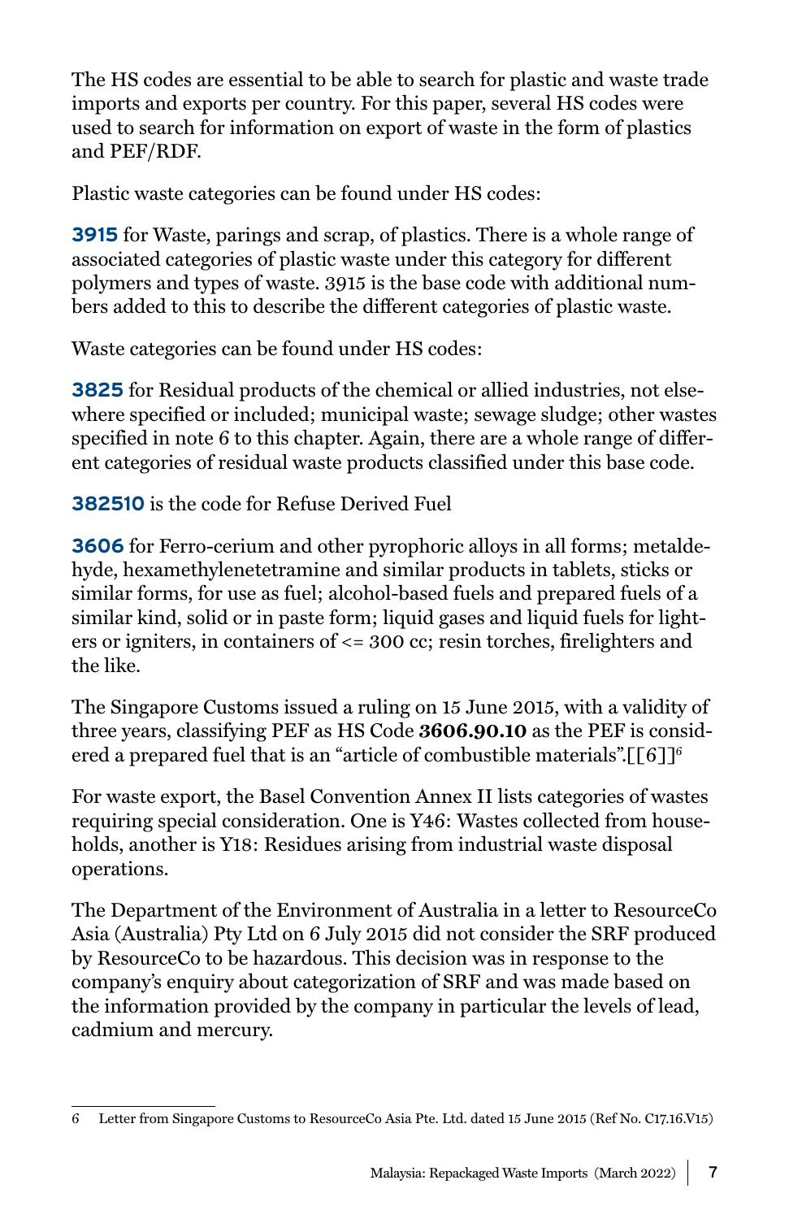The HS codes are essential to be able to search for plastic and waste trade imports and exports per country. For this paper, several HS codes were used to search for information on export of waste in the form of plastics and PEF/RDF.

Plastic waste categories can be found under HS codes:

**3915** for Waste, parings and scrap, of plastics. There is a whole range of associated categories of plastic waste under this category for different polymers and types of waste. 3915 is the base code with additional numbers added to this to describe the different categories of plastic waste.

Waste categories can be found under HS codes:

**3825** for Residual products of the chemical or allied industries, not elsewhere specified or included; municipal waste; sewage sludge; other wastes specified in note 6 to this chapter. Again, there are a whole range of different categories of residual waste products classified under this base code.

**382510** is the code for Refuse Derived Fuel

**3606** for Ferro-cerium and other pyrophoric alloys in all forms; metaldehyde, hexamethylenetetramine and similar products in tablets, sticks or similar forms, for use as fuel; alcohol-based fuels and prepared fuels of a similar kind, solid or in paste form; liquid gases and liquid fuels for lighters or igniters, in containers of <= 300 cc; resin torches, firelighters and the like.

The Singapore Customs issued a ruling on 15 June 2015, with a validity of three years, classifying PEF as HS Code **3606.90.10** as the PEF is considered a prepared fuel that is an "article of combustible materials".[[6]][6]

For waste export, the Basel Convention Annex II lists categories of wastes requiring special consideration. One is Y46: Wastes collected from households, another is Y18: Residues arising from industrial waste disposal operations.

The Department of the Environment of Australia in a letter to ResourceCo Asia (Australia) Pty Ltd on 6 July 2015 did not consider the SRF produced by ResourceCo to be hazardous. This decision was in response to the company's enquiry about categorization of SRF and was made based on the information provided by the company in particular the levels of lead, cadmium and mercury.

---

6 Letter from Singapore Customs to ResourceCo Asia Pte. Ltd. dated 15 June 2015 (Ref No. C17.16.V15)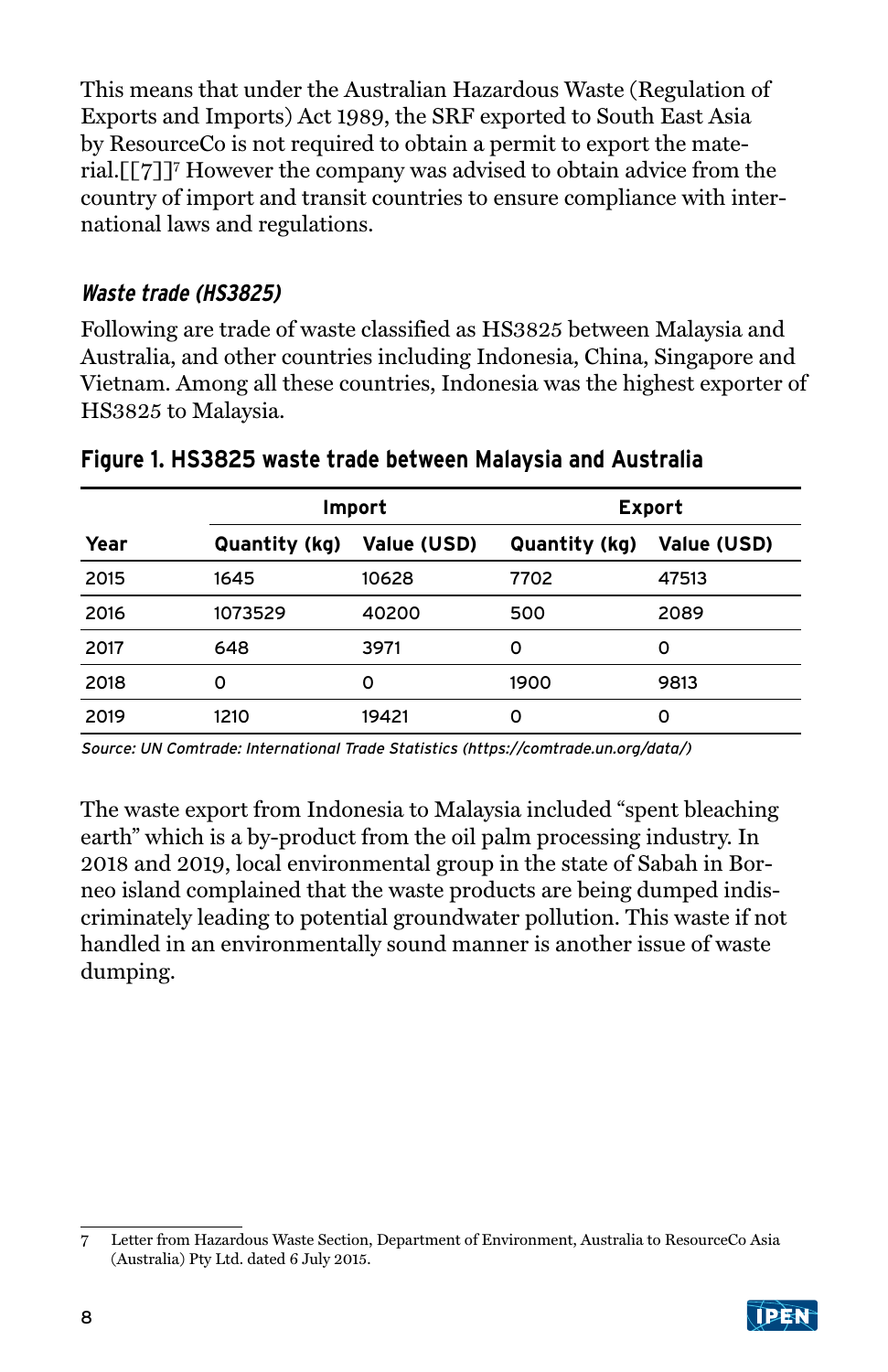This means that under the Australian Hazardous Waste (Regulation of Exports and Imports) Act 1989, the SRF exported to South East Asia by ResourceCo is not required to obtain a permit to export the material.[[7]][7] However the company was advised to obtain advice from the country of import and transit countries to ensure compliance with international laws and regulations.

### *Waste trade (HS3825)*

Following are trade of waste classified as HS3825 between Malaysia and Australia, and other countries including Indonesia, China, Singapore and Vietnam. Among all these countries, Indonesia was the highest exporter of HS3825 to Malaysia.

**Figure 1. HS3825 waste trade between Malaysia and Australia**

| | Import | | Export | |
|---|---|---|---|---|
| **Year** | **Quantity (kg)** | **Value (USD)** | **Quantity (kg)** | **Value (USD)** |
| 2015 | 1645 | 10628 | 7702 | 47513 |
| 2016 | 1073529 | 40200 | 500 | 2089 |
| 2017 | 648 | 3971 | 0 | 0 |
| 2018 | 0 | 0 | 1900 | 9813 |
| 2019 | 1210 | 19421 | 0 | 0 |

*Source: UN Comtrade: International Trade Statistics (https://comtrade.un.org/data/)*

The waste export from Indonesia to Malaysia included “spent bleaching earth” which is a by-product from the oil palm processing industry. In 2018 and 2019, local environmental group in the state of Sabah in Borneo island complained that the waste products are being dumped indiscriminately leading to potential groundwater pollution. This waste if not handled in an environmentally sound manner is another issue of waste dumping.

[7] Letter from Hazardous Waste Section, Department of Environment, Australia to ResourceCo Asia (Australia) Pty Ltd. dated 6 July 2015.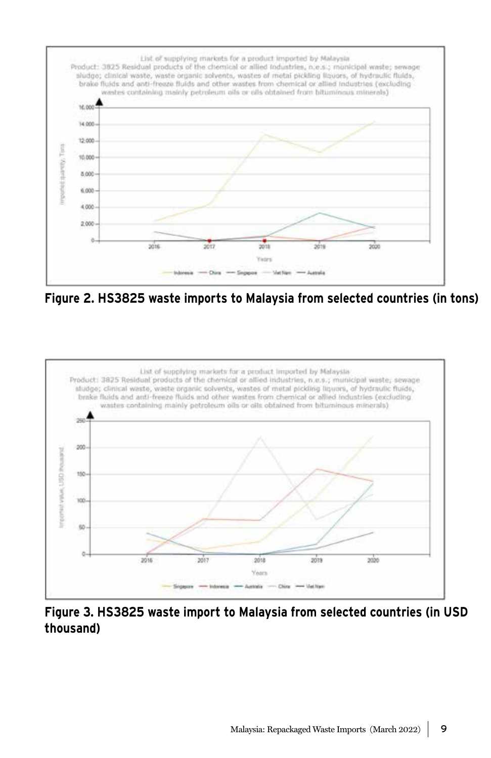**Figure 2. HS3825 waste imports to Malaysia from selected countries (in tons)**

**Figure 3. HS3825 waste import to Malaysia from selected countries (in USD thousand)**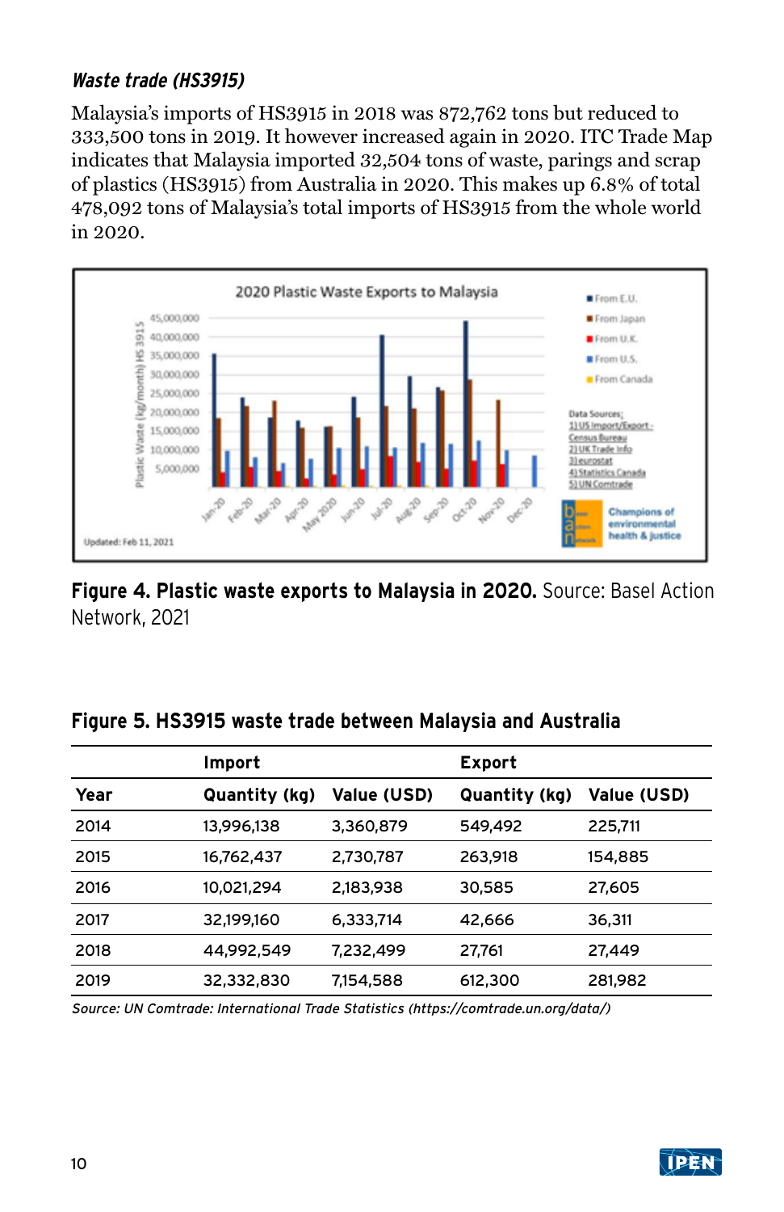### *Waste trade (HS3915)*

Malaysia's imports of HS3915 in 2018 was 872,762 tons but reduced to 333,500 tons in 2019. It however increased again in 2020. ITC Trade Map indicates that Malaysia imported 32,504 tons of waste, parings and scrap of plastics (HS3915) from Australia in 2020. This makes up 6.8% of total 478,092 tons of Malaysia's total imports of HS3915 from the whole world in 2020.

**Figure 4. Plastic waste exports to Malaysia in 2020.** Source: Basel Action Network, 2021

**Figure 5. HS3915 waste trade between Malaysia and Australia**

| | Import | | Export | |
|---|---|---|---|---|
| **Year** | **Quantity (kg)** | **Value (USD)** | **Quantity (kg)** | **Value (USD)** |
| 2014 | 13,996,138 | 3,360,879 | 549,492 | 225,711 |
| 2015 | 16,762,437 | 2,730,787 | 263,918 | 154,885 |
| 2016 | 10,021,294 | 2,183,938 | 30,585 | 27,605 |
| 2017 | 32,199,160 | 6,333,714 | 42,666 | 36,311 |
| 2018 | 44,992,549 | 7,232,499 | 27,761 | 27,449 |
| 2019 | 32,332,830 | 7,154,588 | 612,300 | 281,982 |

*Source: UN Comtrade: International Trade Statistics (https://comtrade.un.org/data/)*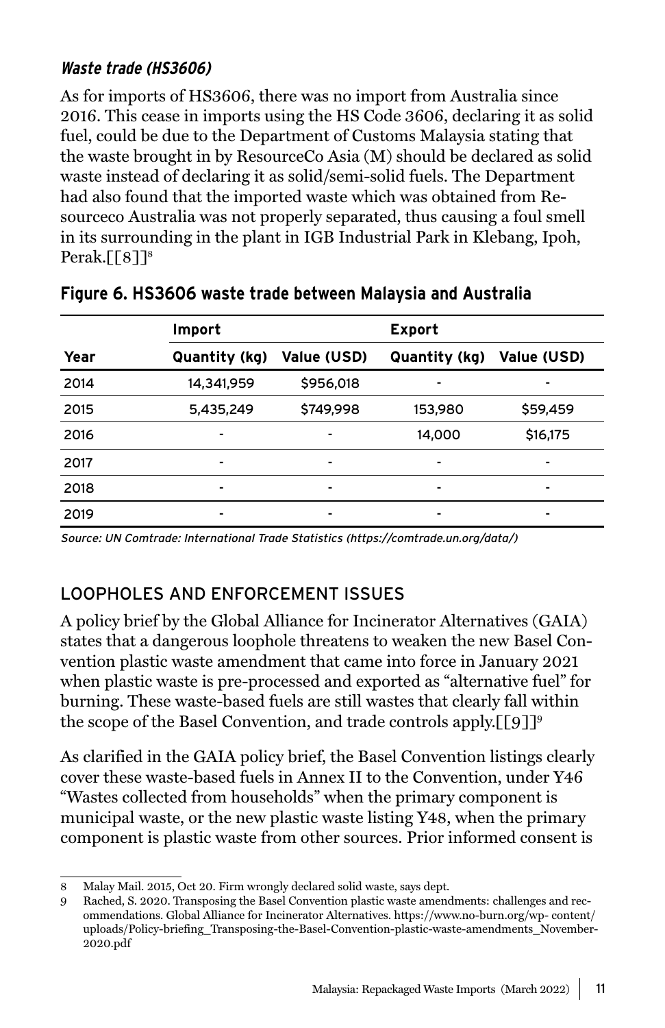### *Waste trade (HS3606)*

As for imports of HS3606, there was no import from Australia since 2016. This cease in imports using the HS Code 3606, declaring it as solid fuel, could be due to the Department of Customs Malaysia stating that the waste brought in by ResourceCo Asia (M) should be declared as solid waste instead of declaring it as solid/semi-solid fuels. The Department had also found that the imported waste which was obtained from Resourceco Australia was not properly separated, thus causing a foul smell in its surrounding in the plant in IGB Industrial Park in Klebang, Ipoh, Perak.[[8]][8]

**Figure 6. HS3606 waste trade between Malaysia and Australia**

| | Import | | Export | |
|---|---|---|---|---|
| Year | Quantity (kg) | Value (USD) | Quantity (kg) | Value (USD) |
| 2014 | 14,341,959 | $956,018 | - | - |
| 2015 | 5,435,249 | $749,998 | 153,980 | $59,459 |
| 2016 | - | - | 14,000 | $16,175 |
| 2017 | - | - | - | - |
| 2018 | - | - | - | - |
| 2019 | - | - | - | - |

*Source: UN Comtrade: International Trade Statistics (https://comtrade.un.org/data/)*

## LOOPHOLES AND ENFORCEMENT ISSUES

A policy brief by the Global Alliance for Incinerator Alternatives (GAIA) states that a dangerous loophole threatens to weaken the new Basel Convention plastic waste amendment that came into force in January 2021 when plastic waste is pre-processed and exported as "alternative fuel" for burning. These waste-based fuels are still wastes that clearly fall within the scope of the Basel Convention, and trade controls apply.[[9]][9]

As clarified in the GAIA policy brief, the Basel Convention listings clearly cover these waste-based fuels in Annex II to the Convention, under Y46 "Wastes collected from households" when the primary component is municipal waste, or the new plastic waste listing Y48, when the primary component is plastic waste from other sources. Prior informed consent is

8 Malay Mail. 2015, Oct 20. Firm wrongly declared solid waste, says dept.

9 Rached, S. 2020. Transposing the Basel Convention plastic waste amendments: challenges and recommendations. Global Alliance for Incinerator Alternatives. https://www.no-burn.org/wp- content/uploads/Policy-briefing_Transposing-the-Basel-Convention-plastic-waste-amendments_November-2020.pdf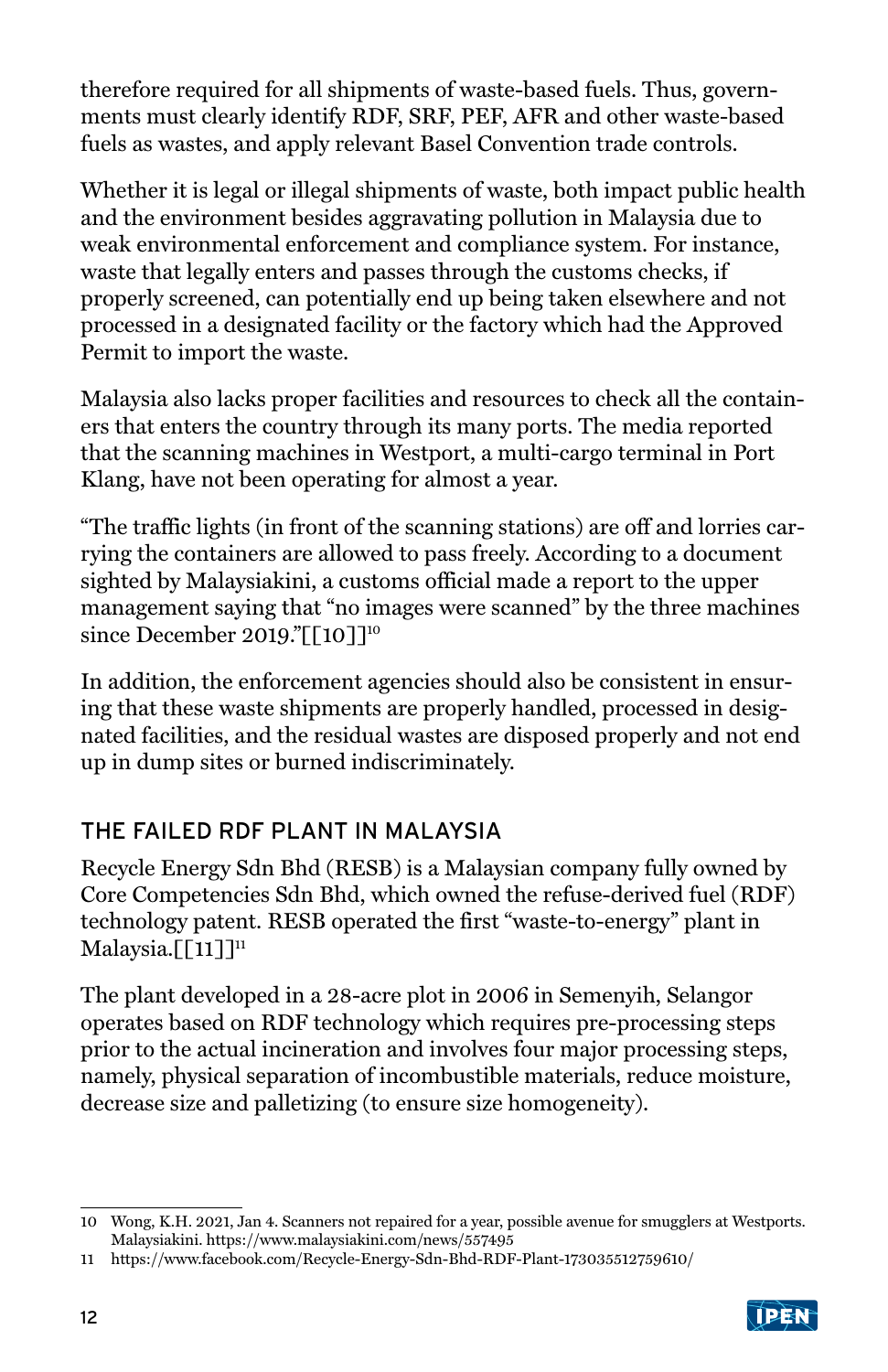therefore required for all shipments of waste-based fuels. Thus, governments must clearly identify RDF, SRF, PEF, AFR and other waste-based fuels as wastes, and apply relevant Basel Convention trade controls.

Whether it is legal or illegal shipments of waste, both impact public health and the environment besides aggravating pollution in Malaysia due to weak environmental enforcement and compliance system. For instance, waste that legally enters and passes through the customs checks, if properly screened, can potentially end up being taken elsewhere and not processed in a designated facility or the factory which had the Approved Permit to import the waste.

Malaysia also lacks proper facilities and resources to check all the containers that enters the country through its many ports. The media reported that the scanning machines in Westport, a multi-cargo terminal in Port Klang, have not been operating for almost a year.

"The traffic lights (in front of the scanning stations) are off and lorries carrying the containers are allowed to pass freely. According to a document sighted by Malaysiakini, a customs official made a report to the upper management saying that "no images were scanned" by the three machines since December 2019."[[10]][10]

In addition, the enforcement agencies should also be consistent in ensuring that these waste shipments are properly handled, processed in designated facilities, and the residual wastes are disposed properly and not end up in dump sites or burned indiscriminately.

## THE FAILED RDF PLANT IN MALAYSIA

Recycle Energy Sdn Bhd (RESB) is a Malaysian company fully owned by Core Competencies Sdn Bhd, which owned the refuse-derived fuel (RDF) technology patent. RESB operated the first "waste-to-energy" plant in Malaysia.[[11]][11]

The plant developed in a 28-acre plot in 2006 in Semenyih, Selangor operates based on RDF technology which requires pre-processing steps prior to the actual incineration and involves four major processing steps, namely, physical separation of incombustible materials, reduce moisture, decrease size and palletizing (to ensure size homogeneity).

---

10 Wong, K.H. 2021, Jan 4. Scanners not repaired for a year, possible avenue for smugglers at Westports. Malaysiakini. https://www.malaysiakini.com/news/557495

11 https://www.facebook.com/Recycle-Energy-Sdn-Bhd-RDF-Plant-173035512759610/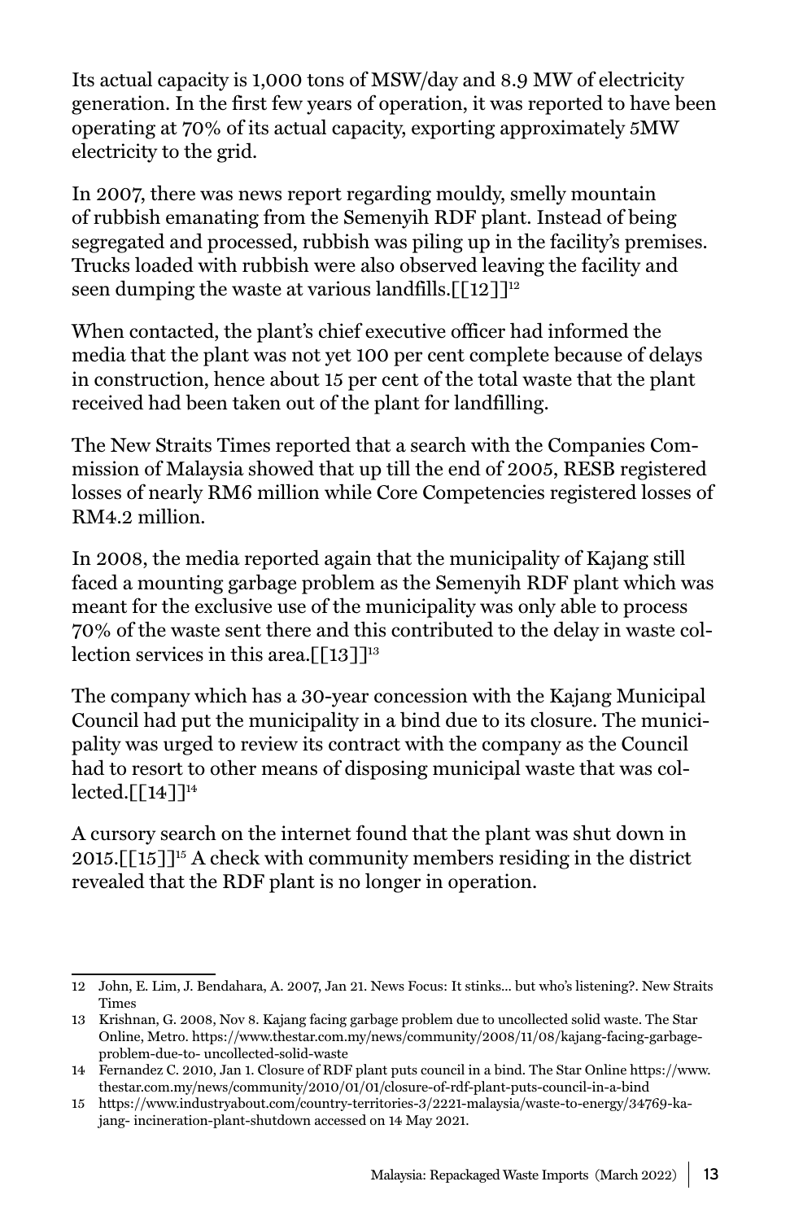Its actual capacity is 1,000 tons of MSW/day and 8.9 MW of electricity generation. In the first few years of operation, it was reported to have been operating at 70% of its actual capacity, exporting approximately 5MW electricity to the grid.

In 2007, there was news report regarding mouldy, smelly mountain of rubbish emanating from the Semenyih RDF plant. Instead of being segregated and processed, rubbish was piling up in the facility's premises. Trucks loaded with rubbish were also observed leaving the facility and seen dumping the waste at various landfills.[[12]][12]

When contacted, the plant's chief executive officer had informed the media that the plant was not yet 100 per cent complete because of delays in construction, hence about 15 per cent of the total waste that the plant received had been taken out of the plant for landfilling.

The New Straits Times reported that a search with the Companies Commission of Malaysia showed that up till the end of 2005, RESB registered losses of nearly RM6 million while Core Competencies registered losses of RM4.2 million.

In 2008, the media reported again that the municipality of Kajang still faced a mounting garbage problem as the Semenyih RDF plant which was meant for the exclusive use of the municipality was only able to process 70% of the waste sent there and this contributed to the delay in waste collection services in this area.[[13]][13]

The company which has a 30-year concession with the Kajang Municipal Council had put the municipality in a bind due to its closure. The municipality was urged to review its contract with the company as the Council had to resort to other means of disposing municipal waste that was collected.[[14]][14]

A cursory search on the internet found that the plant was shut down in 2015.[[15]][15] A check with community members residing in the district revealed that the RDF plant is no longer in operation.

---

12 John, E. Lim, J. Bendahara, A. 2007, Jan 21. News Focus: It stinks... but who's listening?. New Straits Times

13 Krishnan, G. 2008, Nov 8. Kajang facing garbage problem due to uncollected solid waste. The Star Online, Metro. https://www.thestar.com.my/news/community/2008/11/08/kajang-facing-garbage-problem-due-to- uncollected-solid-waste

14 Fernandez C. 2010, Jan 1. Closure of RDF plant puts council in a bind. The Star Online https://www.thestar.com.my/news/community/2010/01/01/closure-of-rdf-plant-puts-council-in-a-bind

15 https://www.industryabout.com/country-territories-3/2221-malaysia/waste-to-energy/34769-kajang- incineration-plant-shutdown accessed on 14 May 2021.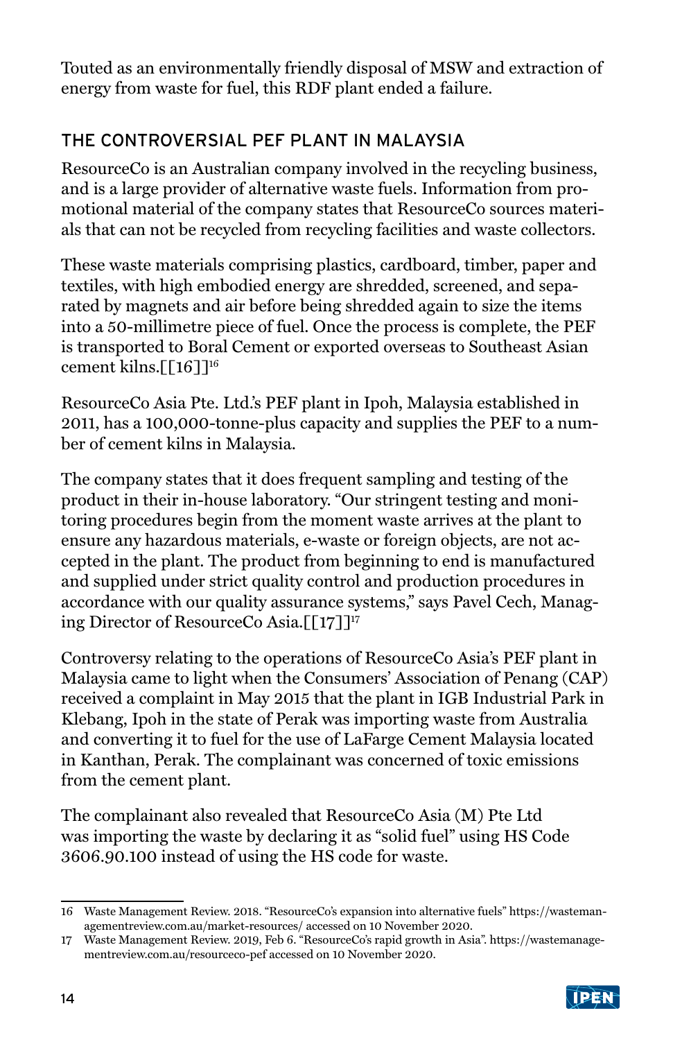Touted as an environmentally friendly disposal of MSW and extraction of energy from waste for fuel, this RDF plant ended a failure.

## THE CONTROVERSIAL PEF PLANT IN MALAYSIA

ResourceCo is an Australian company involved in the recycling business, and is a large provider of alternative waste fuels. Information from promotional material of the company states that ResourceCo sources materials that can not be recycled from recycling facilities and waste collectors.

These waste materials comprising plastics, cardboard, timber, paper and textiles, with high embodied energy are shredded, screened, and separated by magnets and air before being shredded again to size the items into a 50-millimetre piece of fuel. Once the process is complete, the PEF is transported to Boral Cement or exported overseas to Southeast Asian cement kilns.[[16]][16]

ResourceCo Asia Pte. Ltd.'s PEF plant in Ipoh, Malaysia established in 2011, has a 100,000-tonne-plus capacity and supplies the PEF to a number of cement kilns in Malaysia.

The company states that it does frequent sampling and testing of the product in their in-house laboratory. "Our stringent testing and monitoring procedures begin from the moment waste arrives at the plant to ensure any hazardous materials, e-waste or foreign objects, are not accepted in the plant. The product from beginning to end is manufactured and supplied under strict quality control and production procedures in accordance with our quality assurance systems," says Pavel Cech, Managing Director of ResourceCo Asia.[[17]][17]

Controversy relating to the operations of ResourceCo Asia's PEF plant in Malaysia came to light when the Consumers' Association of Penang (CAP) received a complaint in May 2015 that the plant in IGB Industrial Park in Klebang, Ipoh in the state of Perak was importing waste from Australia and converting it to fuel for the use of LaFarge Cement Malaysia located in Kanthan, Perak. The complainant was concerned of toxic emissions from the cement plant.

The complainant also revealed that ResourceCo Asia (M) Pte Ltd was importing the waste by declaring it as "solid fuel" using HS Code 3606.90.100 instead of using the HS code for waste.

---

16 Waste Management Review. 2018. "ResourceCo's expansion into alternative fuels" https://wastemanagementreview.com.au/market-resources/ accessed on 10 November 2020.

17 Waste Management Review. 2019, Feb 6. "ResourceCo's rapid growth in Asia". https://wastemanagementreview.com.au/resourceco-pef accessed on 10 November 2020.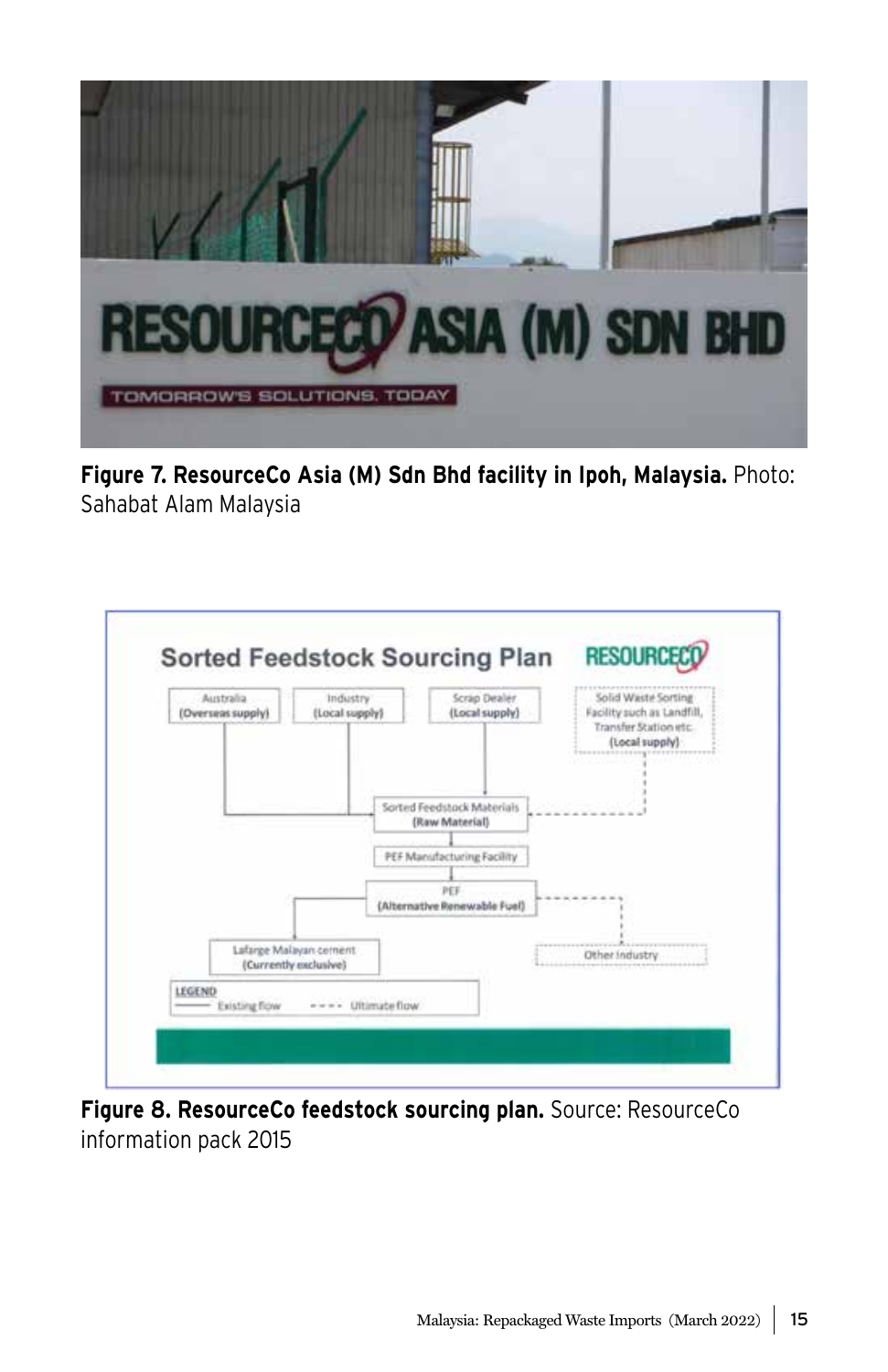**Figure 7. ResourceCo Asia (M) Sdn Bhd facility in Ipoh, Malaysia.** Photo: Sahabat Alam Malaysia

**Figure 8. ResourceCo feedstock sourcing plan.** Source: ResourceCo information pack 2015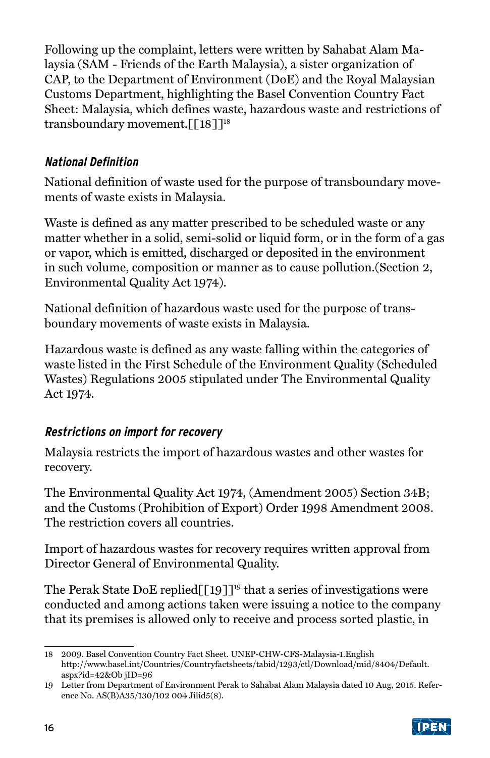Following up the complaint, letters were written by Sahabat Alam Malaysia (SAM - Friends of the Earth Malaysia), a sister organization of CAP, to the Department of Environment (DoE) and the Royal Malaysian Customs Department, highlighting the Basel Convention Country Fact Sheet: Malaysia, which defines waste, hazardous waste and restrictions of transboundary movement.[[18]][18]

### *National Definition*

National definition of waste used for the purpose of transboundary movements of waste exists in Malaysia.

Waste is defined as any matter prescribed to be scheduled waste or any matter whether in a solid, semi-solid or liquid form, or in the form of a gas or vapor, which is emitted, discharged or deposited in the environment in such volume, composition or manner as to cause pollution.(Section 2, Environmental Quality Act 1974).

National definition of hazardous waste used for the purpose of transboundary movements of waste exists in Malaysia.

Hazardous waste is defined as any waste falling within the categories of waste listed in the First Schedule of the Environment Quality (Scheduled Wastes) Regulations 2005 stipulated under The Environmental Quality Act 1974.

### *Restrictions on import for recovery*

Malaysia restricts the import of hazardous wastes and other wastes for recovery.

The Environmental Quality Act 1974, (Amendment 2005) Section 34B; and the Customs (Prohibition of Export) Order 1998 Amendment 2008. The restriction covers all countries.

Import of hazardous wastes for recovery requires written approval from Director General of Environmental Quality.

The Perak State DoE replied[[19]][19] that a series of investigations were conducted and among actions taken were issuing a notice to the company that its premises is allowed only to receive and process sorted plastic, in

---

18 2009. Basel Convention Country Fact Sheet. UNEP-CHW-CFS-Malaysia-1.English http://www.basel.int/Countries/Countryfactsheets/tabid/1293/ctl/Download/mid/8404/Default.aspx?id=42&Ob jID=96

19 Letter from Department of Environment Perak to Sahabat Alam Malaysia dated 10 Aug, 2015. Reference No. AS(B)A35/130/102 004 Jilid5(8).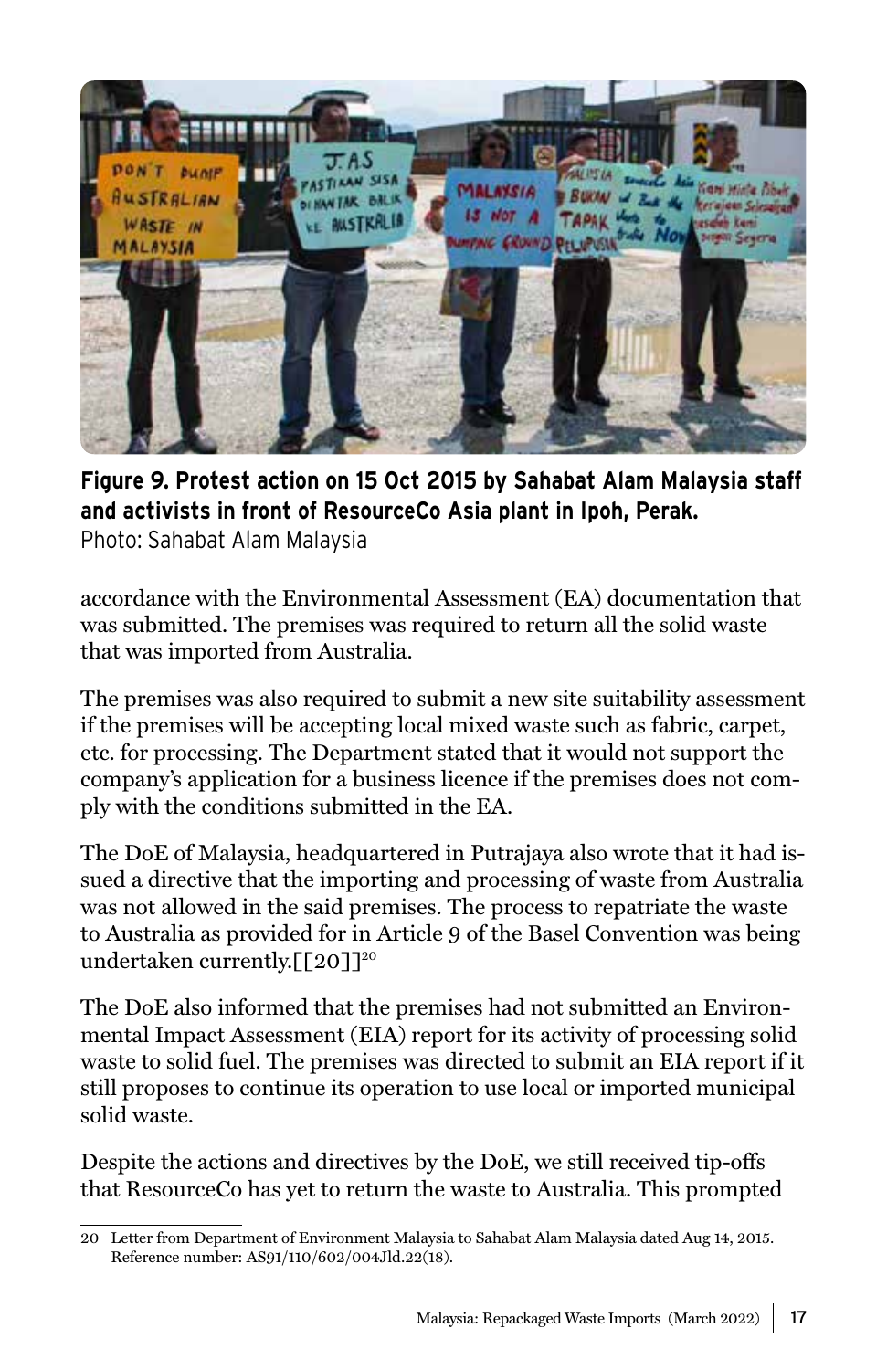**Figure 9. Protest action on 15 Oct 2015 by Sahabat Alam Malaysia staff and activists in front of ResourceCo Asia plant in Ipoh, Perak.**
Photo: Sahabat Alam Malaysia

accordance with the Environmental Assessment (EA) documentation that was submitted. The premises was required to return all the solid waste that was imported from Australia.

The premises was also required to submit a new site suitability assessment if the premises will be accepting local mixed waste such as fabric, carpet, etc. for processing. The Department stated that it would not support the company's application for a business licence if the premises does not comply with the conditions submitted in the EA.

The DoE of Malaysia, headquartered in Putrajaya also wrote that it had issued a directive that the importing and processing of waste from Australia was not allowed in the said premises. The process to repatriate the waste to Australia as provided for in Article 9 of the Basel Convention was being undertaken currently.[[20]][20]

The DoE also informed that the premises had not submitted an Environmental Impact Assessment (EIA) report for its activity of processing solid waste to solid fuel. The premises was directed to submit an EIA report if it still proposes to continue its operation to use local or imported municipal solid waste.

Despite the actions and directives by the DoE, we still received tip-offs that ResourceCo has yet to return the waste to Australia. This prompted

---

20 Letter from Department of Environment Malaysia to Sahabat Alam Malaysia dated Aug 14, 2015. Reference number: AS91/110/602/004Jld.22(18).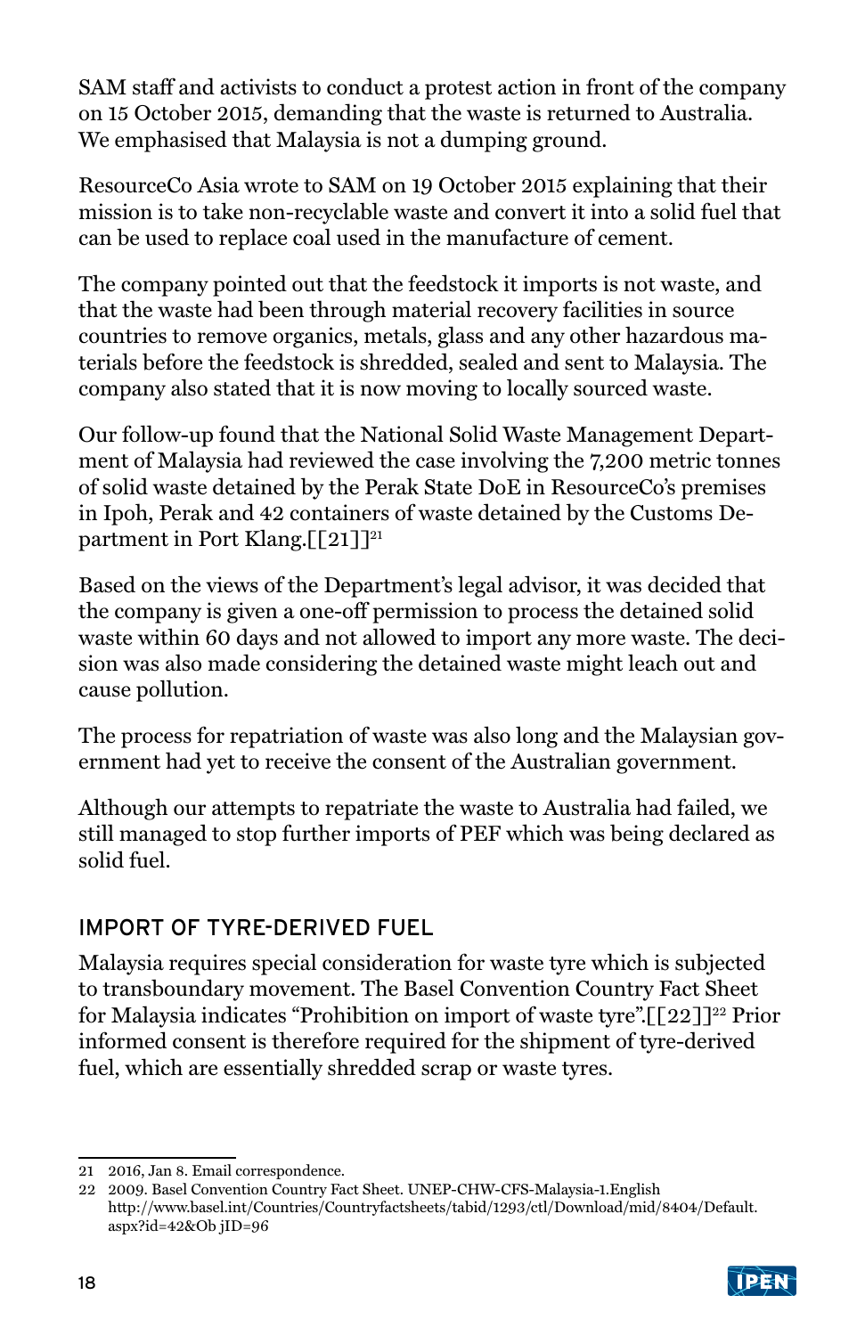SAM staff and activists to conduct a protest action in front of the company on 15 October 2015, demanding that the waste is returned to Australia. We emphasised that Malaysia is not a dumping ground.

ResourceCo Asia wrote to SAM on 19 October 2015 explaining that their mission is to take non-recyclable waste and convert it into a solid fuel that can be used to replace coal used in the manufacture of cement.

The company pointed out that the feedstock it imports is not waste, and that the waste had been through material recovery facilities in source countries to remove organics, metals, glass and any other hazardous materials before the feedstock is shredded, sealed and sent to Malaysia. The company also stated that it is now moving to locally sourced waste.

Our follow-up found that the National Solid Waste Management Department of Malaysia had reviewed the case involving the 7,200 metric tonnes of solid waste detained by the Perak State DoE in ResourceCo's premises in Ipoh, Perak and 42 containers of waste detained by the Customs Department in Port Klang.[[21]][21]

Based on the views of the Department's legal advisor, it was decided that the company is given a one-off permission to process the detained solid waste within 60 days and not allowed to import any more waste. The decision was also made considering the detained waste might leach out and cause pollution.

The process for repatriation of waste was also long and the Malaysian government had yet to receive the consent of the Australian government.

Although our attempts to repatriate the waste to Australia had failed, we still managed to stop further imports of PEF which was being declared as solid fuel.

## IMPORT OF TYRE-DERIVED FUEL

Malaysia requires special consideration for waste tyre which is subjected to transboundary movement. The Basel Convention Country Fact Sheet for Malaysia indicates "Prohibition on import of waste tyre".[[22]][22] Prior informed consent is therefore required for the shipment of tyre-derived fuel, which are essentially shredded scrap or waste tyres.

---

21 2016, Jan 8. Email correspondence.

22 2009. Basel Convention Country Fact Sheet. UNEP-CHW-CFS-Malaysia-1.English http://www.basel.int/Countries/Countryfactsheets/tabid/1293/ctl/Download/mid/8404/Default.aspx?id=42&Ob jID=96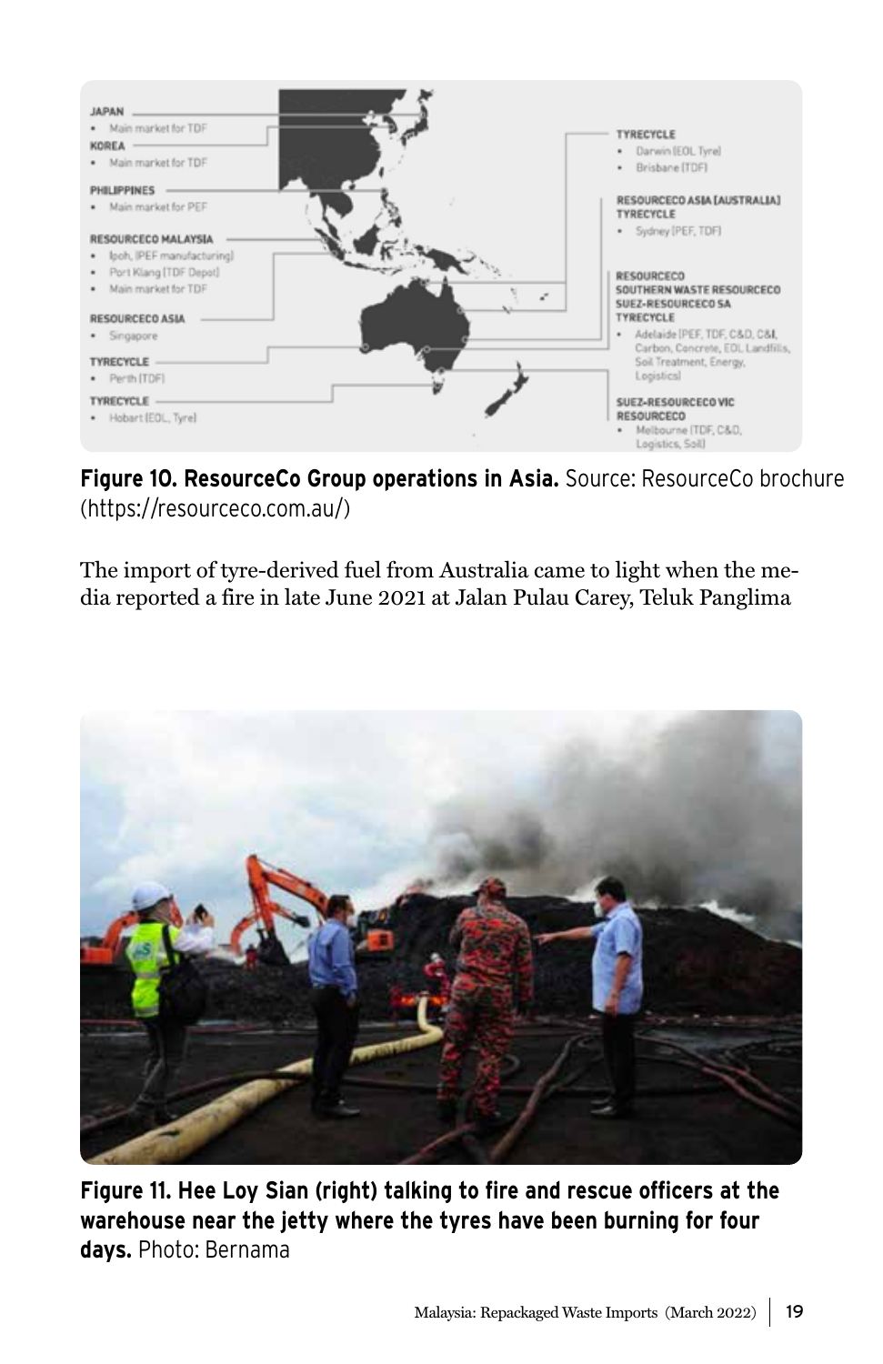**Figure 10. ResourceCo Group operations in Asia.** Source: ResourceCo brochure (https://resourceco.com.au/)

The import of tyre-derived fuel from Australia came to light when the media reported a fire in late June 2021 at Jalan Pulau Carey, Teluk Panglima

**Figure 11. Hee Loy Sian (right) talking to fire and rescue officers at the warehouse near the jetty where the tyres have been burning for four days.** Photo: Bernama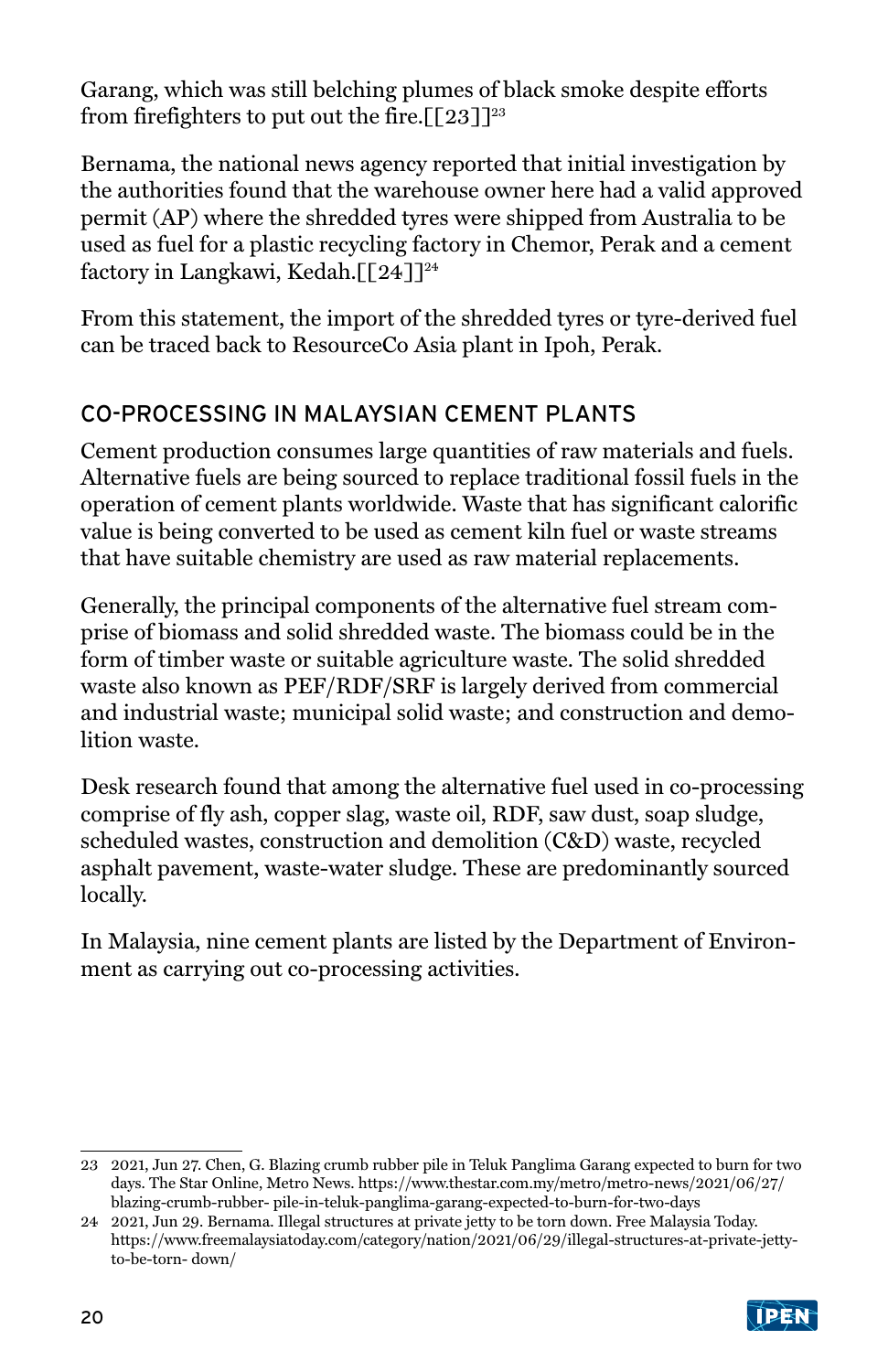Garang, which was still belching plumes of black smoke despite efforts from firefighters to put out the fire.[[23]][23]

Bernama, the national news agency reported that initial investigation by the authorities found that the warehouse owner here had a valid approved permit (AP) where the shredded tyres were shipped from Australia to be used as fuel for a plastic recycling factory in Chemor, Perak and a cement factory in Langkawi, Kedah.[[24]][24]

From this statement, the import of the shredded tyres or tyre-derived fuel can be traced back to ResourceCo Asia plant in Ipoh, Perak.

## CO-PROCESSING IN MALAYSIAN CEMENT PLANTS

Cement production consumes large quantities of raw materials and fuels. Alternative fuels are being sourced to replace traditional fossil fuels in the operation of cement plants worldwide. Waste that has significant calorific value is being converted to be used as cement kiln fuel or waste streams that have suitable chemistry are used as raw material replacements.

Generally, the principal components of the alternative fuel stream comprise of biomass and solid shredded waste. The biomass could be in the form of timber waste or suitable agriculture waste. The solid shredded waste also known as PEF/RDF/SRF is largely derived from commercial and industrial waste; municipal solid waste; and construction and demolition waste.

Desk research found that among the alternative fuel used in co-processing comprise of fly ash, copper slag, waste oil, RDF, saw dust, soap sludge, scheduled wastes, construction and demolition (C&D) waste, recycled asphalt pavement, waste-water sludge. These are predominantly sourced locally.

In Malaysia, nine cement plants are listed by the Department of Environment as carrying out co-processing activities.

---

23 2021, Jun 27. Chen, G. Blazing crumb rubber pile in Teluk Panglima Garang expected to burn for two days. The Star Online, Metro News. https://www.thestar.com.my/metro/metro-news/2021/06/27/blazing-crumb-rubber- pile-in-teluk-panglima-garang-expected-to-burn-for-two-days

24 2021, Jun 29. Bernama. Illegal structures at private jetty to be torn down. Free Malaysia Today. https://www.freemalaysiatoday.com/category/nation/2021/06/29/illegal-structures-at-private-jetty-to-be-torn- down/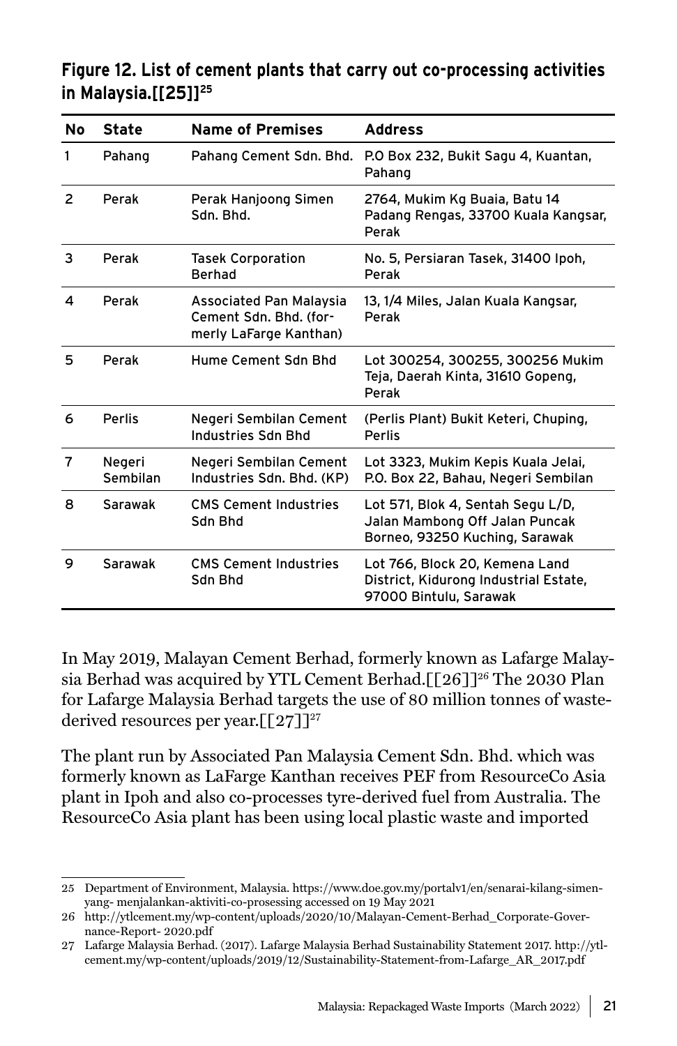**Figure 12. List of cement plants that carry out co-processing activities in Malaysia.[[25]][25]**

| No | State | Name of Premises | Address |
|---|---|---|---|
| 1 | Pahang | Pahang Cement Sdn. Bhd. | P.O Box 232, Bukit Sagu 4, Kuantan, Pahang |
| 2 | Perak | Perak Hanjoong Simen Sdn. Bhd. | 2764, Mukim Kg Buaia, Batu 14 Padang Rengas, 33700 Kuala Kangsar, Perak |
| 3 | Perak | Tasek Corporation Berhad | No. 5, Persiaran Tasek, 31400 Ipoh, Perak |
| 4 | Perak | Associated Pan Malaysia Cement Sdn. Bhd. (formerly LaFarge Kanthan) | 13, 1/4 Miles, Jalan Kuala Kangsar, Perak |
| 5 | Perak | Hume Cement Sdn Bhd | Lot 300254, 300255, 300256 Mukim Teja, Daerah Kinta, 31610 Gopeng, Perak |
| 6 | Perlis | Negeri Sembilan Cement Industries Sdn Bhd | (Perlis Plant) Bukit Keteri, Chuping, Perlis |
| 7 | Negeri Sembilan | Negeri Sembilan Cement Industries Sdn. Bhd. (KP) | Lot 3323, Mukim Kepis Kuala Jelai, P.O. Box 22, Bahau, Negeri Sembilan |
| 8 | Sarawak | CMS Cement Industries Sdn Bhd | Lot 571, Blok 4, Sentah Segu L/D, Jalan Mambong Off Jalan Puncak Borneo, 93250 Kuching, Sarawak |
| 9 | Sarawak | CMS Cement Industries Sdn Bhd | Lot 766, Block 20, Kemena Land District, Kidurong Industrial Estate, 97000 Bintulu, Sarawak |

In May 2019, Malayan Cement Berhad, formerly known as Lafarge Malaysia Berhad was acquired by YTL Cement Berhad.[[26]][26] The 2030 Plan for Lafarge Malaysia Berhad targets the use of 80 million tonnes of waste-derived resources per year.[[27]][27]

The plant run by Associated Pan Malaysia Cement Sdn. Bhd. which was formerly known as LaFarge Kanthan receives PEF from ResourceCo Asia plant in Ipoh and also co-processes tyre-derived fuel from Australia. The ResourceCo Asia plant has been using local plastic waste and imported

---

25 Department of Environment, Malaysia. https://www.doe.gov.my/portalv1/en/senarai-kilang-simen-yang- menjalankan-aktiviti-co-prosessing accessed on 19 May 2021

26 http://ytlcement.my/wp-content/uploads/2020/10/Malayan-Cement-Berhad_Corporate-Governance-Report- 2020.pdf

27 Lafarge Malaysia Berhad. (2017). Lafarge Malaysia Berhad Sustainability Statement 2017. http://ytlcement.my/wp-content/uploads/2019/12/Sustainability-Statement-from-Lafarge_AR_2017.pdf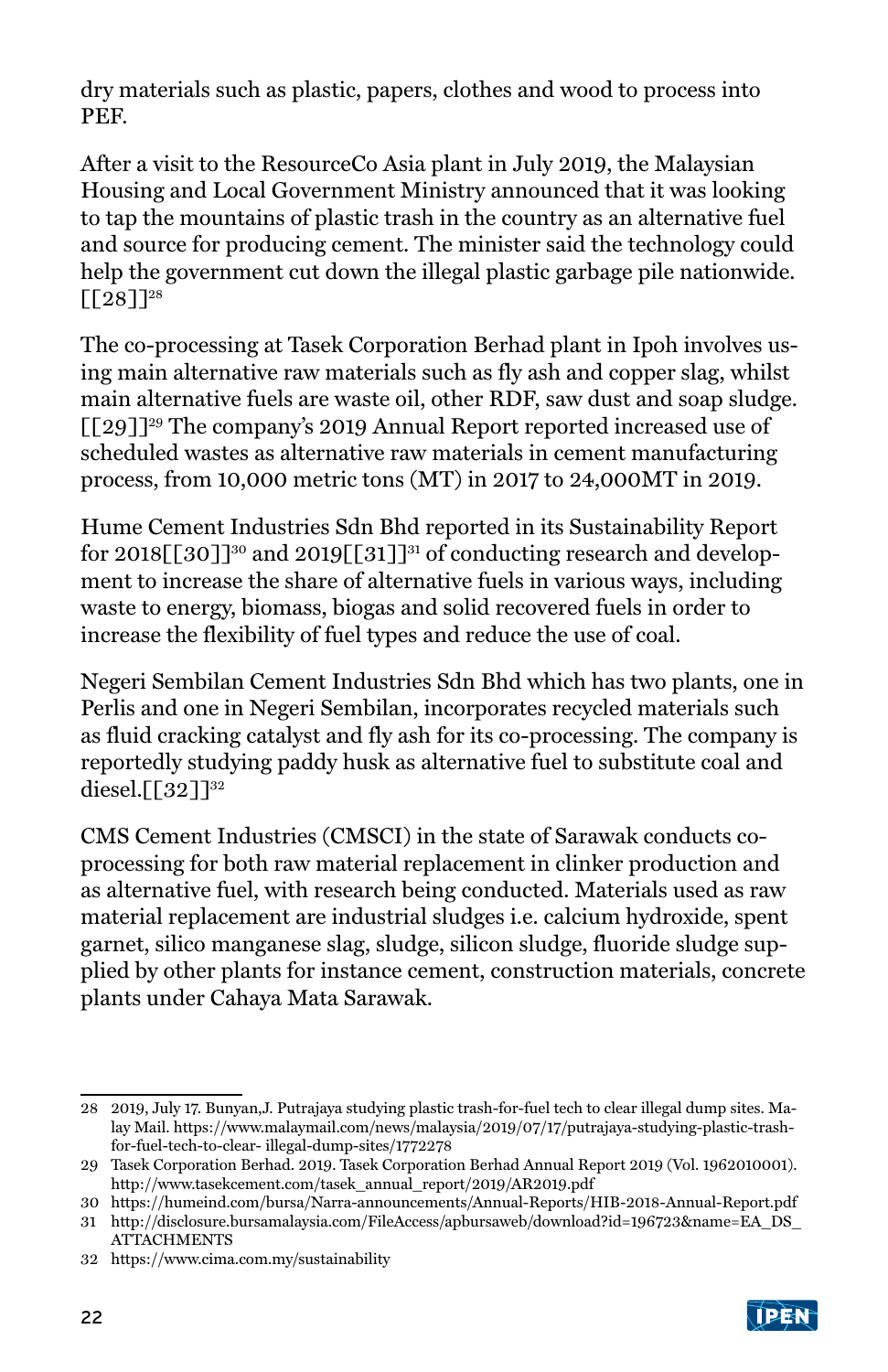dry materials such as plastic, papers, clothes and wood to process into PEF.

After a visit to the ResourceCo Asia plant in July 2019, the Malaysian Housing and Local Government Ministry announced that it was looking to tap the mountains of plastic trash in the country as an alternative fuel and source for producing cement. The minister said the technology could help the government cut down the illegal plastic garbage pile nationwide. [[28]][28]

The co-processing at Tasek Corporation Berhad plant in Ipoh involves using main alternative raw materials such as fly ash and copper slag, whilst main alternative fuels are waste oil, other RDF, saw dust and soap sludge. [[29]][29] The company's 2019 Annual Report reported increased use of scheduled wastes as alternative raw materials in cement manufacturing process, from 10,000 metric tons (MT) in 2017 to 24,000MT in 2019.

Hume Cement Industries Sdn Bhd reported in its Sustainability Report for 2018[[30]][30] and 2019[[31]][31] of conducting research and development to increase the share of alternative fuels in various ways, including waste to energy, biomass, biogas and solid recovered fuels in order to increase the flexibility of fuel types and reduce the use of coal.

Negeri Sembilan Cement Industries Sdn Bhd which has two plants, one in Perlis and one in Negeri Sembilan, incorporates recycled materials such as fluid cracking catalyst and fly ash for its co-processing. The company is reportedly studying paddy husk as alternative fuel to substitute coal and diesel.[[32]][32]

CMS Cement Industries (CMSCI) in the state of Sarawak conducts co-processing for both raw material replacement in clinker production and as alternative fuel, with research being conducted. Materials used as raw material replacement are industrial sludges i.e. calcium hydroxide, spent garnet, silico manganese slag, sludge, silicon sludge, fluoride sludge supplied by other plants for instance cement, construction materials, concrete plants under Cahaya Mata Sarawak.

---

28 2019, July 17. Bunyan,J. Putrajaya studying plastic trash-for-fuel tech to clear illegal dump sites. Malay Mail. https://www.malaymail.com/news/malaysia/2019/07/17/putrajaya-studying-plastic-trash-for-fuel-tech-to-clear- illegal-dump-sites/1772278

29 Tasek Corporation Berhad. 2019. Tasek Corporation Berhad Annual Report 2019 (Vol. 1962010001). http://www.tasekcement.com/tasek_annual_report/2019/AR2019.pdf

30 https://humeind.com/bursa/Narra-announcements/Annual-Reports/HIB-2018-Annual-Report.pdf

31 http://disclosure.bursamalaysia.com/FileAccess/apbursaweb/download?id=196723&name=EA_DS_ATTACHMENTS

32 https://www.cima.com.my/sustainability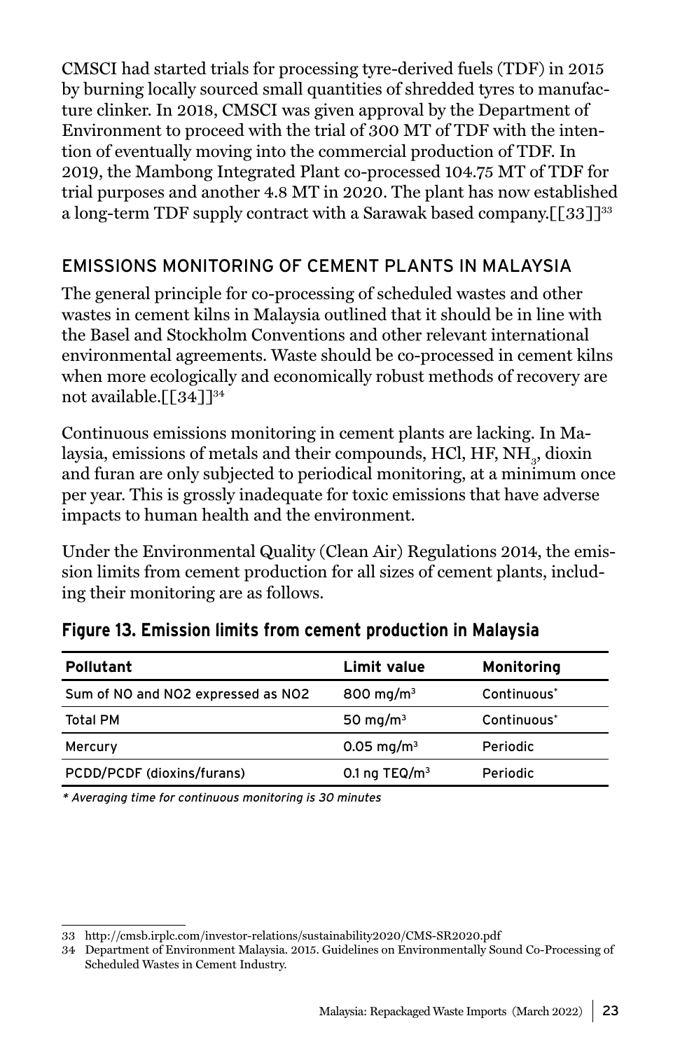CMSCI had started trials for processing tyre-derived fuels (TDF) in 2015 by burning locally sourced small quantities of shredded tyres to manufacture clinker. In 2018, CMSCI was given approval by the Department of Environment to proceed with the trial of 300 MT of TDF with the intention of eventually moving into the commercial production of TDF. In 2019, the Mambong Integrated Plant co-processed 104.75 MT of TDF for trial purposes and another 4.8 MT in 2020. The plant has now established a long-term TDF supply contract with a Sarawak based company.[[33]][33]

## EMISSIONS MONITORING OF CEMENT PLANTS IN MALAYSIA

The general principle for co-processing of scheduled wastes and other wastes in cement kilns in Malaysia outlined that it should be in line with the Basel and Stockholm Conventions and other relevant international environmental agreements. Waste should be co-processed in cement kilns when more ecologically and economically robust methods of recovery are not available.[[34]][34]

Continuous emissions monitoring in cement plants are lacking. In Malaysia, emissions of metals and their compounds, HCl, HF, $NH_3$, dioxin and furan are only subjected to periodical monitoring, at a minimum once per year. This is grossly inadequate for toxic emissions that have adverse impacts to human health and the environment.

Under the Environmental Quality (Clean Air) Regulations 2014, the emission limits from cement production for all sizes of cement plants, including their monitoring are as follows.

**Figure 13. Emission limits from cement production in Malaysia**

| Pollutant | Limit value | Monitoring |
|---|---|---|
| Sum of NO and NO2 expressed as NO2 | 800 mg/m$^3$ | Continuous* |
| Total PM | 50 mg/m$^3$ | Continuous* |
| Mercury | 0.05 mg/m$^3$ | Periodic |
| PCDD/PCDF (dioxins/furans) | 0.1 ng TEQ/m$^3$ | Periodic |

*\* Averaging time for continuous monitoring is 30 minutes*

33 http://cmsb.irplc.com/investor-relations/sustainability2020/CMS-SR2020.pdf

34 Department of Environment Malaysia. 2015. Guidelines on Environmentally Sound Co-Processing of Scheduled Wastes in Cement Industry.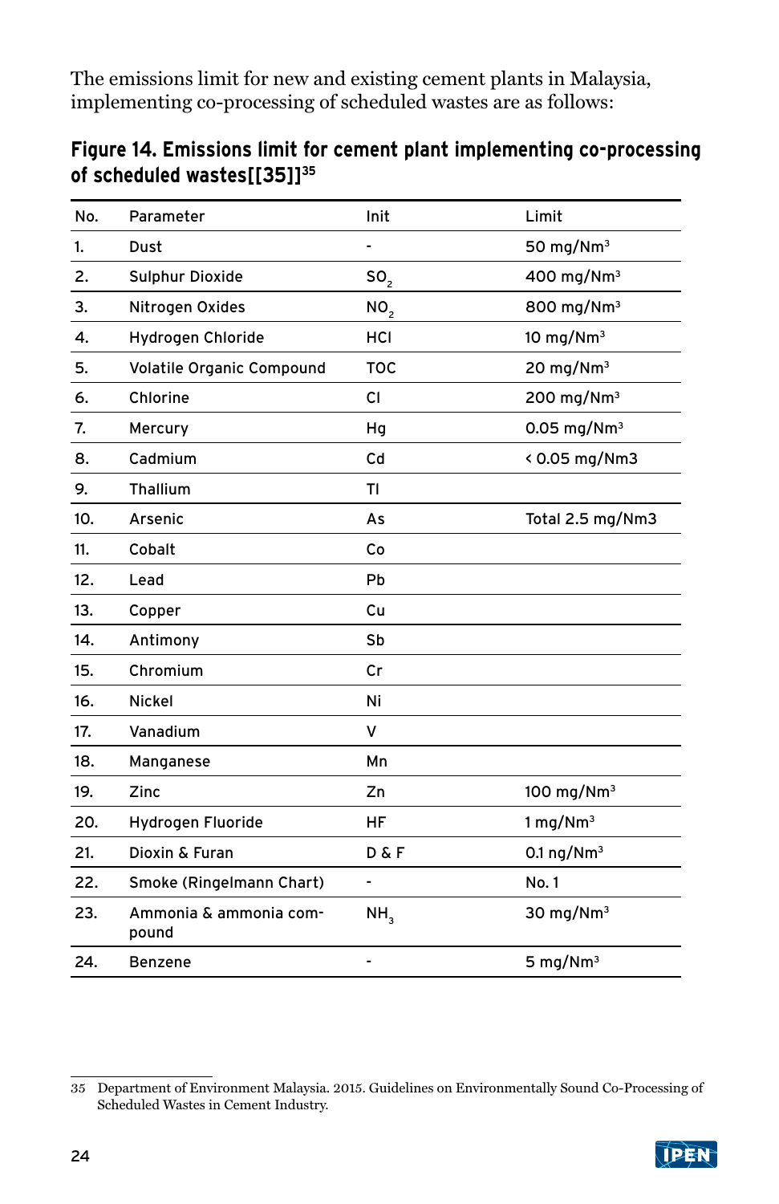The emissions limit for new and existing cement plants in Malaysia, implementing co-processing of scheduled wastes are as follows:

**Figure 14. Emissions limit for cement plant implementing co-processing of scheduled wastes[[35]][35]**

| No. | Parameter | Init | Limit |
|---|---|---|---|
| 1. | Dust | - | 50 mg/Nm³ |
| 2. | Sulphur Dioxide | $SO_2$ | 400 mg/Nm³ |
| 3. | Nitrogen Oxides | $NO_2$ | 800 mg/Nm³ |
| 4. | Hydrogen Chloride | HCl | 10 mg/Nm³ |
| 5. | Volatile Organic Compound | TOC | 20 mg/Nm³ |
| 6. | Chlorine | Cl | 200 mg/Nm³ |
| 7. | Mercury | Hg | 0.05 mg/Nm³ |
| 8. | Cadmium | Cd | < 0.05 mg/Nm3 |
| 9. | Thallium | Tl | |
| 10. | Arsenic | As | Total 2.5 mg/Nm3 |
| 11. | Cobalt | Co | |
| 12. | Lead | Pb | |
| 13. | Copper | Cu | |
| 14. | Antimony | Sb | |
| 15. | Chromium | Cr | |
| 16. | Nickel | Ni | |
| 17. | Vanadium | V | |
| 18. | Manganese | Mn | |
| 19. | Zinc | Zn | 100 mg/Nm³ |
| 20. | Hydrogen Fluoride | HF | 1 mg/Nm³ |
| 21. | Dioxin & Furan | D & F | 0.1 ng/Nm³ |
| 22. | Smoke (Ringelmann Chart) | - | No. 1 |
| 23. | Ammonia & ammonia compound | $NH_3$ | 30 mg/Nm³ |
| 24. | Benzene | - | 5 mg/Nm³ |

35 Department of Environment Malaysia. 2015. Guidelines on Environmentally Sound Co-Processing of Scheduled Wastes in Cement Industry.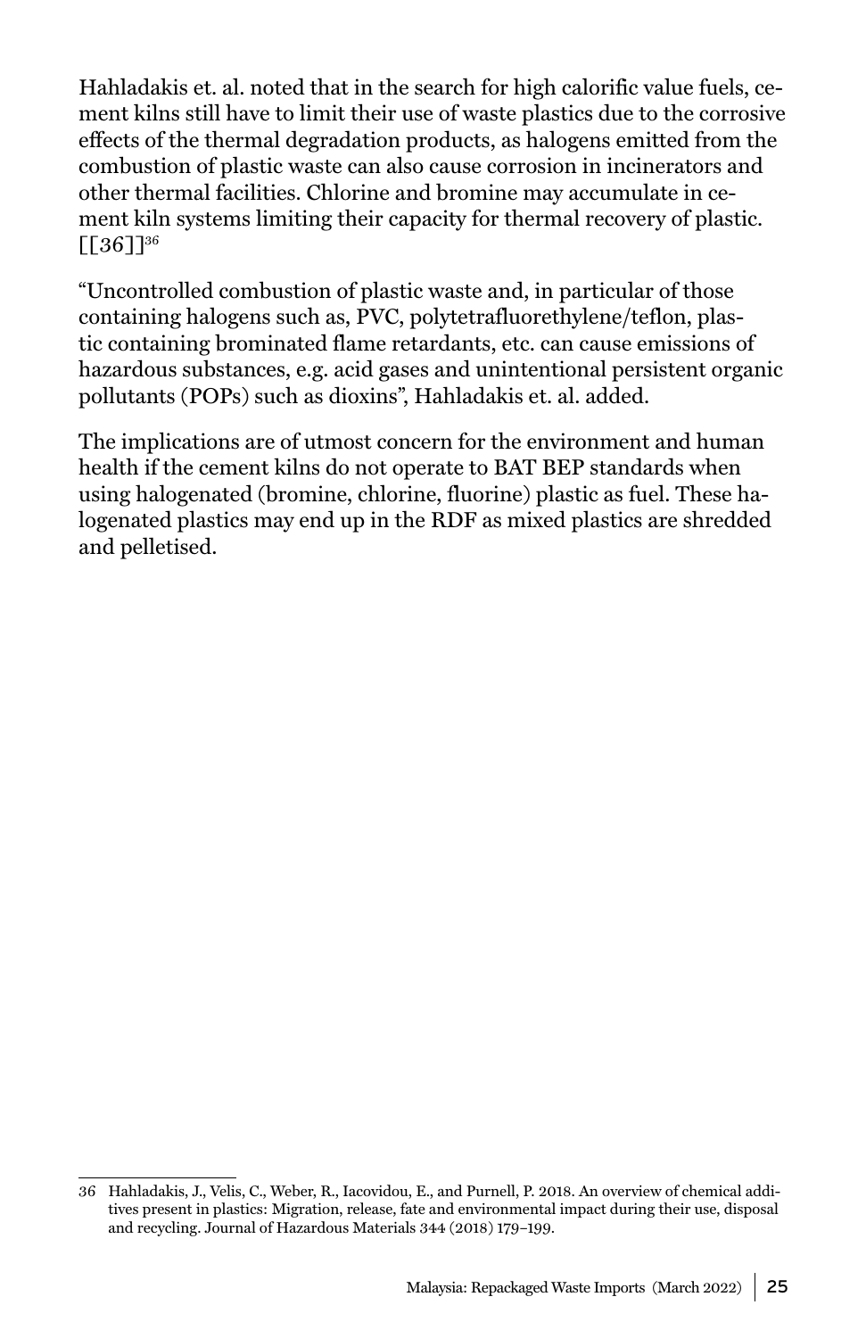Hahladakis et. al. noted that in the search for high calorific value fuels, cement kilns still have to limit their use of waste plastics due to the corrosive effects of the thermal degradation products, as halogens emitted from the combustion of plastic waste can also cause corrosion in incinerators and other thermal facilities. Chlorine and bromine may accumulate in cement kiln systems limiting their capacity for thermal recovery of plastic. [[36]][36]

"Uncontrolled combustion of plastic waste and, in particular of those containing halogens such as, PVC, polytetrafluorethylene/teflon, plastic containing brominated flame retardants, etc. can cause emissions of hazardous substances, e.g. acid gases and unintentional persistent organic pollutants (POPs) such as dioxins", Hahladakis et. al. added.

The implications are of utmost concern for the environment and human health if the cement kilns do not operate to BAT BEP standards when using halogenated (bromine, chlorine, fluorine) plastic as fuel. These halogenated plastics may end up in the RDF as mixed plastics are shredded and pelletised.

---

36 Hahladakis, J., Velis, C., Weber, R., Iacovidou, E., and Purnell, P. 2018. An overview of chemical additives present in plastics: Migration, release, fate and environmental impact during their use, disposal and recycling. Journal of Hazardous Materials 344 (2018) 179–199.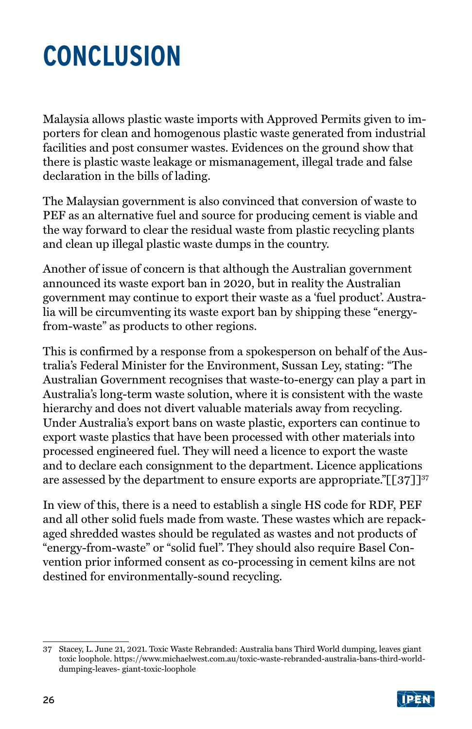# CONCLUSION

Malaysia allows plastic waste imports with Approved Permits given to importers for clean and homogenous plastic waste generated from industrial facilities and post consumer wastes. Evidences on the ground show that there is plastic waste leakage or mismanagement, illegal trade and false declaration in the bills of lading.

The Malaysian government is also convinced that conversion of waste to PEF as an alternative fuel and source for producing cement is viable and the way forward to clear the residual waste from plastic recycling plants and clean up illegal plastic waste dumps in the country.

Another of issue of concern is that although the Australian government announced its waste export ban in 2020, but in reality the Australian government may continue to export their waste as a 'fuel product'. Australia will be circumventing its waste export ban by shipping these "energy-from-waste" as products to other regions.

This is confirmed by a response from a spokesperson on behalf of the Australia's Federal Minister for the Environment, Sussan Ley, stating: "The Australian Government recognises that waste-to-energy can play a part in Australia's long-term waste solution, where it is consistent with the waste hierarchy and does not divert valuable materials away from recycling. Under Australia's export bans on waste plastic, exporters can continue to export waste plastics that have been processed with other materials into processed engineered fuel. They will need a licence to export the waste and to declare each consignment to the department. Licence applications are assessed by the department to ensure exports are appropriate."[[37]][37]

In view of this, there is a need to establish a single HS code for RDF, PEF and all other solid fuels made from waste. These wastes which are repackaged shredded wastes should be regulated as wastes and not products of "energy-from-waste" or "solid fuel". They should also require Basel Convention prior informed consent as co-processing in cement kilns are not destined for environmentally-sound recycling.

---

37 Stacey, L. June 21, 2021. Toxic Waste Rebranded: Australia bans Third World dumping, leaves giant toxic loophole. https://www.michaelwest.com.au/toxic-waste-rebranded-australia-bans-third-world-dumping-leaves- giant-toxic-loophole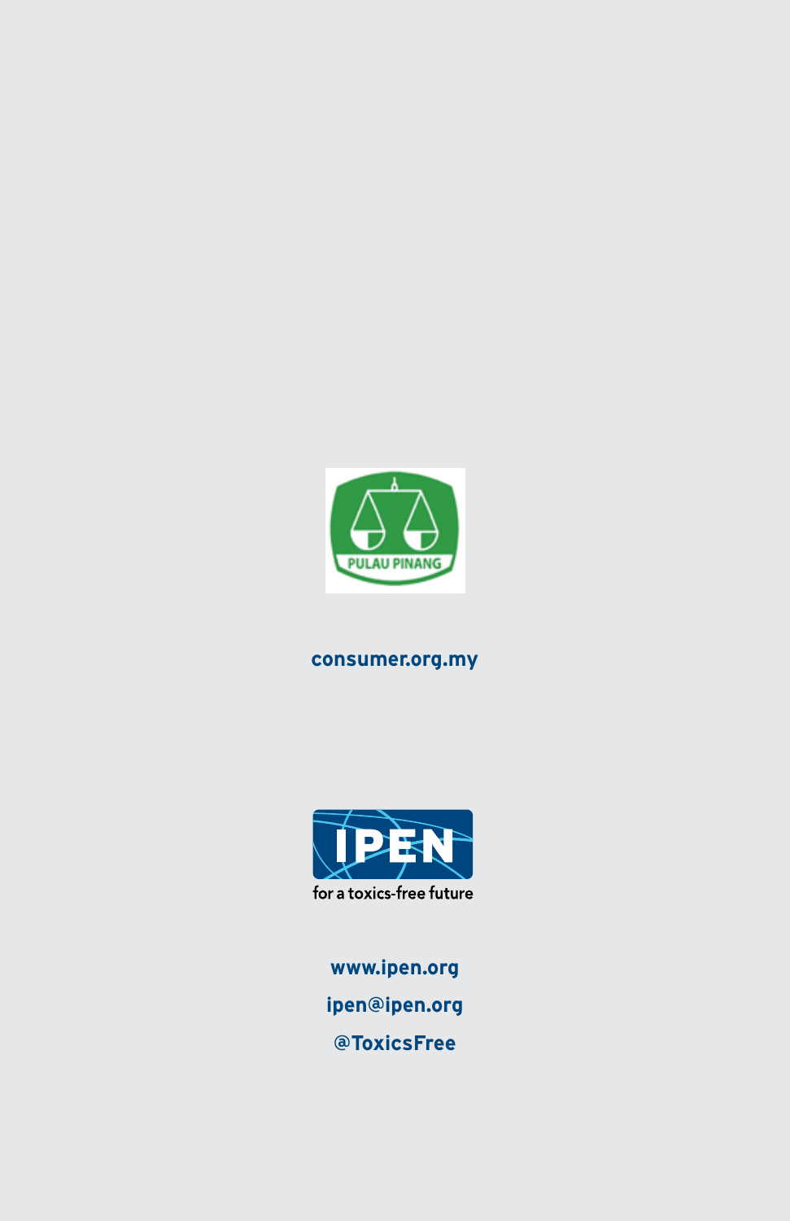PULAU PINANG

consumer.org.my

IPEN

for a toxics-free future

www.ipen.org

ipen@ipen.org

@ToxicsFree